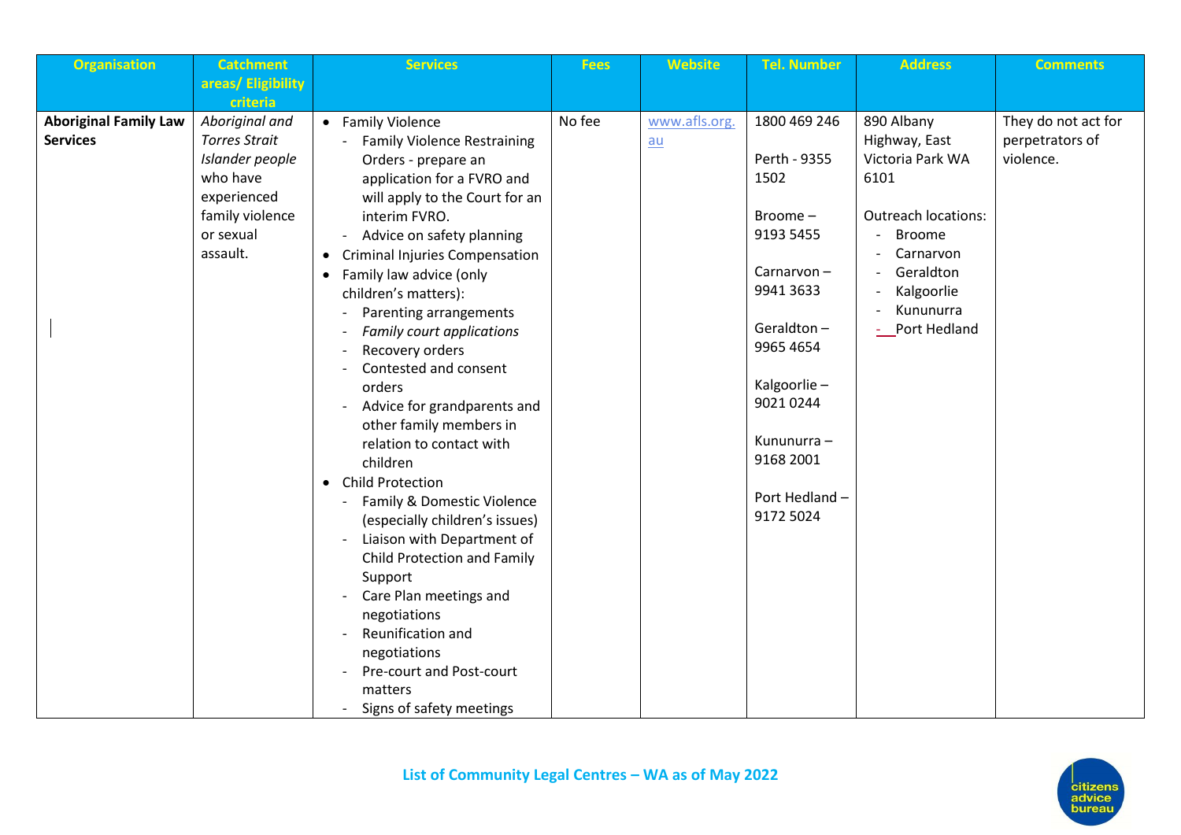| Organisation | Catchment areas/ Eligibility criteria | Services | Fees | Website | Tel. Number | Address | Comments |
|---|---|---|---|---|---|---|---|
| **Aboriginal Family Law Services** | *Aboriginal and Torres Strait Islander people* who have experienced family violence or sexual assault. | • Family Violence<br>- Family Violence Restraining Orders - prepare an application for a FVRO and will apply to the Court for an interim FVRO.<br>- Advice on safety planning<br>• Criminal Injuries Compensation<br>• Family law advice (only children's matters):<br>- Parenting arrangements<br>- *Family court applications*<br>- Recovery orders<br>- Contested and consent orders<br>- Advice for grandparents and other family members in relation to contact with children<br>• Child Protection<br>- Family & Domestic Violence (especially children's issues)<br>- Liaison with Department of Child Protection and Family Support<br>- Care Plan meetings and negotiations<br>- Reunification and negotiations<br>- Pre-court and Post-court matters<br>- Signs of safety meetings | No fee | www.afls.org.au | 1800 469 246<br><br>Perth - 9355 1502<br><br>Broome – 9193 5455<br><br>Carnarvon – 9941 3633<br><br>Geraldton – 9965 4654<br><br>Kalgoorlie – 9021 0244<br><br>Kununurra – 9168 2001<br><br>Port Hedland – 9172 5024 | 890 Albany Highway, East Victoria Park WA 6101<br><br>Outreach locations:<br>- Broome<br>- Carnarvon<br>- Geraldton<br>- Kalgoorlie<br>- Kununurra<br>- Port Hedland | They do not act for perpetrators of violence. |

List of Community Legal Centres – WA as of May 2022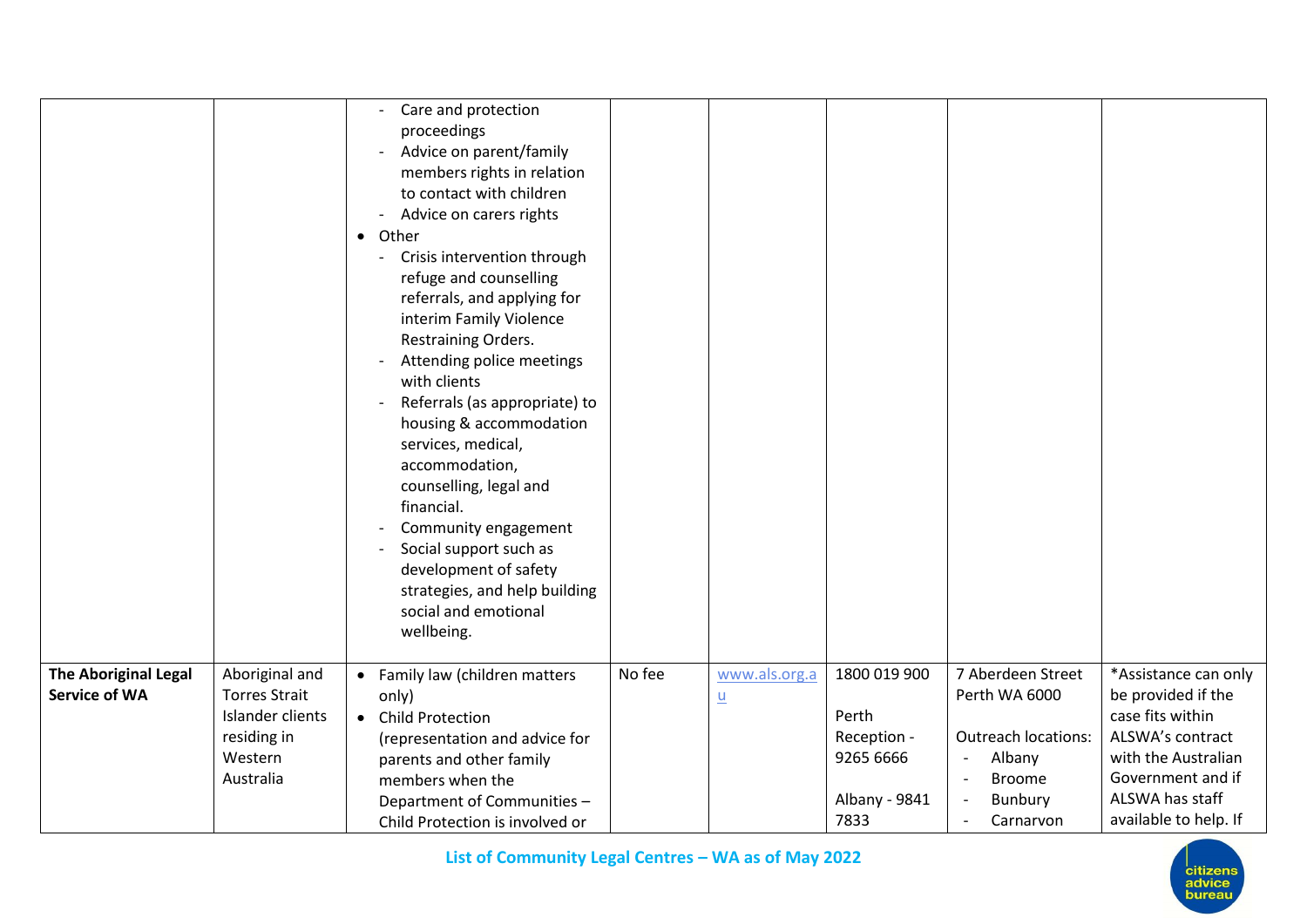| | | | | | | | |
|---|---|---|---|---|---|---|---|
| | | - Care and protection proceedings<br>- Advice on parent/family members rights in relation to contact with children<br>- Advice on carers rights<br>• Other<br>- Crisis intervention through refuge and counselling referrals, and applying for interim Family Violence Restraining Orders.<br>- Attending police meetings with clients<br>- Referrals (as appropriate) to housing & accommodation services, medical, accommodation, counselling, legal and financial.<br>- Community engagement<br>- Social support such as development of safety strategies, and help building social and emotional wellbeing. | | | | | |
| **The Aboriginal Legal Service of WA** | Aboriginal and Torres Strait Islander clients residing in Western Australia | • Family law (children matters only)<br>• Child Protection (representation and advice for parents and other family members when the Department of Communities – Child Protection is involved or | No fee | www.als.org.au | 1800 019 900<br><br>Perth Reception - 9265 6666<br><br>Albany - 9841 7833 | 7 Aberdeen Street Perth WA 6000<br><br>Outreach locations:<br>- Albany<br>- Broome<br>- Bunbury<br>- Carnarvon | *Assistance can only be provided if the case fits within ALSWA's contract with the Australian Government and if ALSWA has staff available to help. If |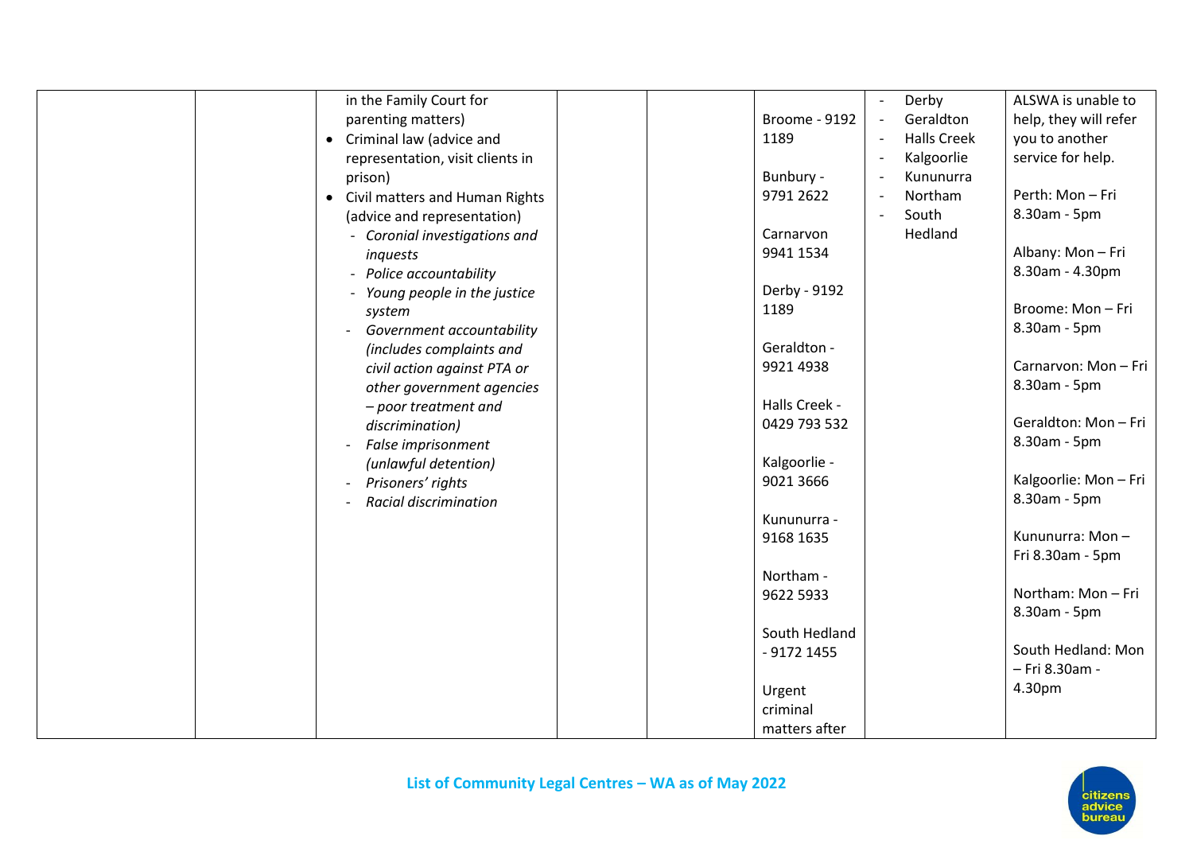| | | | | | | | |
|---|---|---|---|---|---|---|---|
| | | in the Family Court for parenting matters)<br>• Criminal law (advice and representation, visit clients in prison)<br>• Civil matters and Human Rights (advice and representation)<br>- *Coronial investigations and inquests*<br>- *Police accountability*<br>- *Young people in the justice system*<br>- *Government accountability (includes complaints and civil action against PTA or other government agencies – poor treatment and discrimination)*<br>- *False imprisonment (unlawful detention)*<br>- *Prisoners' rights*<br>- *Racial discrimination* | | | Broome - 9192 1189<br><br>Bunbury - 9791 2622<br><br>Carnarvon 9941 1534<br><br>Derby - 9192 1189<br><br>Geraldton - 9921 4938<br><br>Halls Creek - 0429 793 532<br><br>Kalgoorlie - 9021 3666<br><br>Kununurra - 9168 1635<br><br>Northam - 9622 5933<br><br>South Hedland - 9172 1455<br><br>Urgent criminal matters after | - Derby<br>- Geraldton<br>- Halls Creek<br>- Kalgoorlie<br>- Kununurra<br>- Northam<br>- South Hedland | ALSWA is unable to help, they will refer you to another service for help.<br><br>Perth: Mon – Fri 8.30am - 5pm<br><br>Albany: Mon – Fri 8.30am - 4.30pm<br><br>Broome: Mon – Fri 8.30am - 5pm<br><br>Carnarvon: Mon – Fri 8.30am - 5pm<br><br>Geraldton: Mon – Fri 8.30am - 5pm<br><br>Kalgoorlie: Mon – Fri 8.30am - 5pm<br><br>Kununurra: Mon – Fri 8.30am - 5pm<br><br>Northam: Mon – Fri 8.30am - 5pm<br><br>South Hedland: Mon – Fri 8.30am - 4.30pm |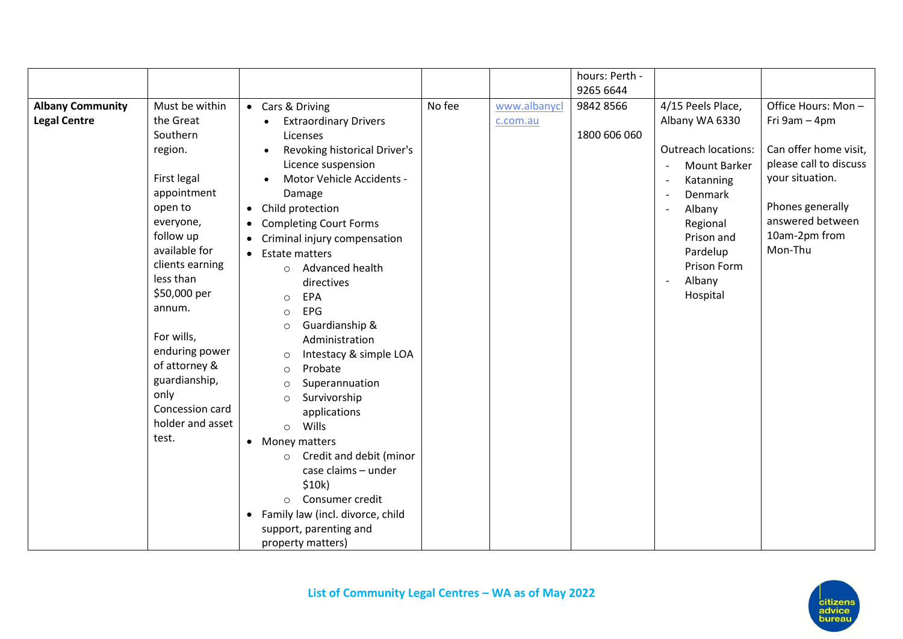| | | | | | | | |
|---|---|---|---|---|---|---|---|
| | | | | | hours: Perth - 9265 6644 | | |
| **Albany Community Legal Centre** | Must be within the Great Southern region.<br><br>First legal appointment open to everyone, follow up available for clients earning less than $50,000 per annum.<br><br>For wills, enduring power of attorney & guardianship, only Concession card holder and asset test. | • Cars & Driving<br>  • Extraordinary Drivers Licenses<br>  • Revoking historical Driver's Licence suspension<br>  • Motor Vehicle Accidents - Damage<br>• Child protection<br>• Completing Court Forms<br>• Criminal injury compensation<br>• Estate matters<br>  ○ Advanced health directives<br>  ○ EPA<br>  ○ EPG<br>  ○ Guardianship & Administration<br>  ○ Intestacy & simple LOA<br>  ○ Probate<br>  ○ Superannuation<br>  ○ Survivorship applications<br>  ○ Wills<br>• Money matters<br>  ○ Credit and debit (minor case claims – under $10k)<br>  ○ Consumer credit<br>• Family law (incl. divorce, child support, parenting and property matters) | No fee | www.albanyclc.com.au | 9842 8566<br><br>1800 606 060 | 4/15 Peels Place, Albany WA 6330<br><br>Outreach locations:<br>- Mount Barker<br>- Katanning<br>- Denmark<br>- Albany Regional Prison and Pardelup Prison Form<br>- Albany Hospital | Office Hours: Mon – Fri 9am – 4pm<br><br>Can offer home visit, please call to discuss your situation.<br><br>Phones generally answered between 10am-2pm from Mon-Thu |

List of Community Legal Centres – WA as of May 2022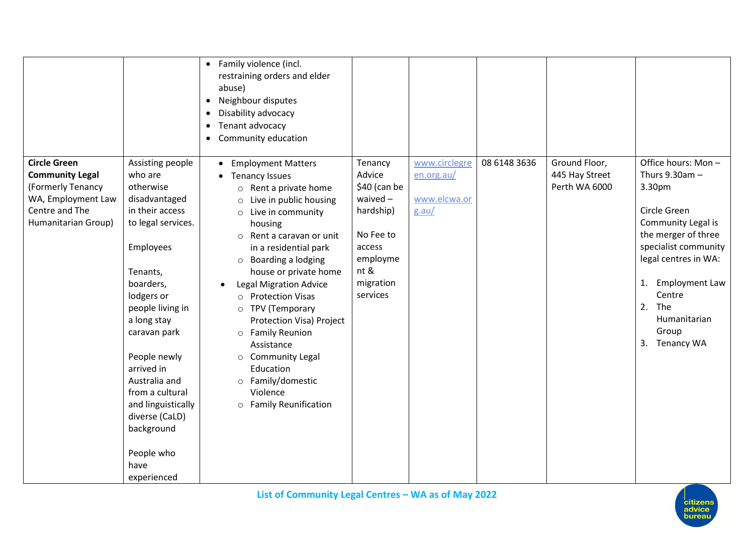| | | | | | | | |
|---|---|---|---|---|---|---|---|
| | | • Family violence (incl. restraining orders and elder abuse)<br>• Neighbour disputes<br>• Disability advocacy<br>• Tenant advocacy<br>• Community education | | | | | |
| **Circle Green Community Legal** (Formerly Tenancy WA, Employment Law Centre and The Humanitarian Group) | Assisting people who are otherwise disadvantaged in their access to legal services.<br><br>Employees<br><br>Tenants, boarders, lodgers or people living in a long stay caravan park<br><br>People newly arrived in Australia and from a cultural and linguistically diverse (CaLD) background<br><br>People who have experienced | • Employment Matters<br>• Tenancy Issues<br>&nbsp;&nbsp;○ Rent a private home<br>&nbsp;&nbsp;○ Live in public housing<br>&nbsp;&nbsp;○ Live in community housing<br>&nbsp;&nbsp;○ Rent a caravan or unit in a residential park<br>&nbsp;&nbsp;○ Boarding a lodging house or private home<br>• Legal Migration Advice<br>&nbsp;&nbsp;○ Protection Visas<br>&nbsp;&nbsp;○ TPV (Temporary Protection Visa) Project<br>&nbsp;&nbsp;○ Family Reunion Assistance<br>&nbsp;&nbsp;○ Community Legal Education<br>&nbsp;&nbsp;○ Family/domestic Violence<br>&nbsp;&nbsp;○ Family Reunification | Tenancy Advice $40 (can be waived – hardship)<br><br>No Fee to access employment & migration services | www.circlegreen.org.au/<br><br>www.elcwa.org.au/ | 08 6148 3636 | Ground Floor, 445 Hay Street Perth WA 6000 | Office hours: Mon – Thurs 9.30am – 3.30pm<br><br>Circle Green Community Legal is the merger of three specialist community legal centres in WA:<br><br>1. Employment Law Centre<br>2. The Humanitarian Group<br>3. Tenancy WA |

List of Community Legal Centres – WA as of May 2022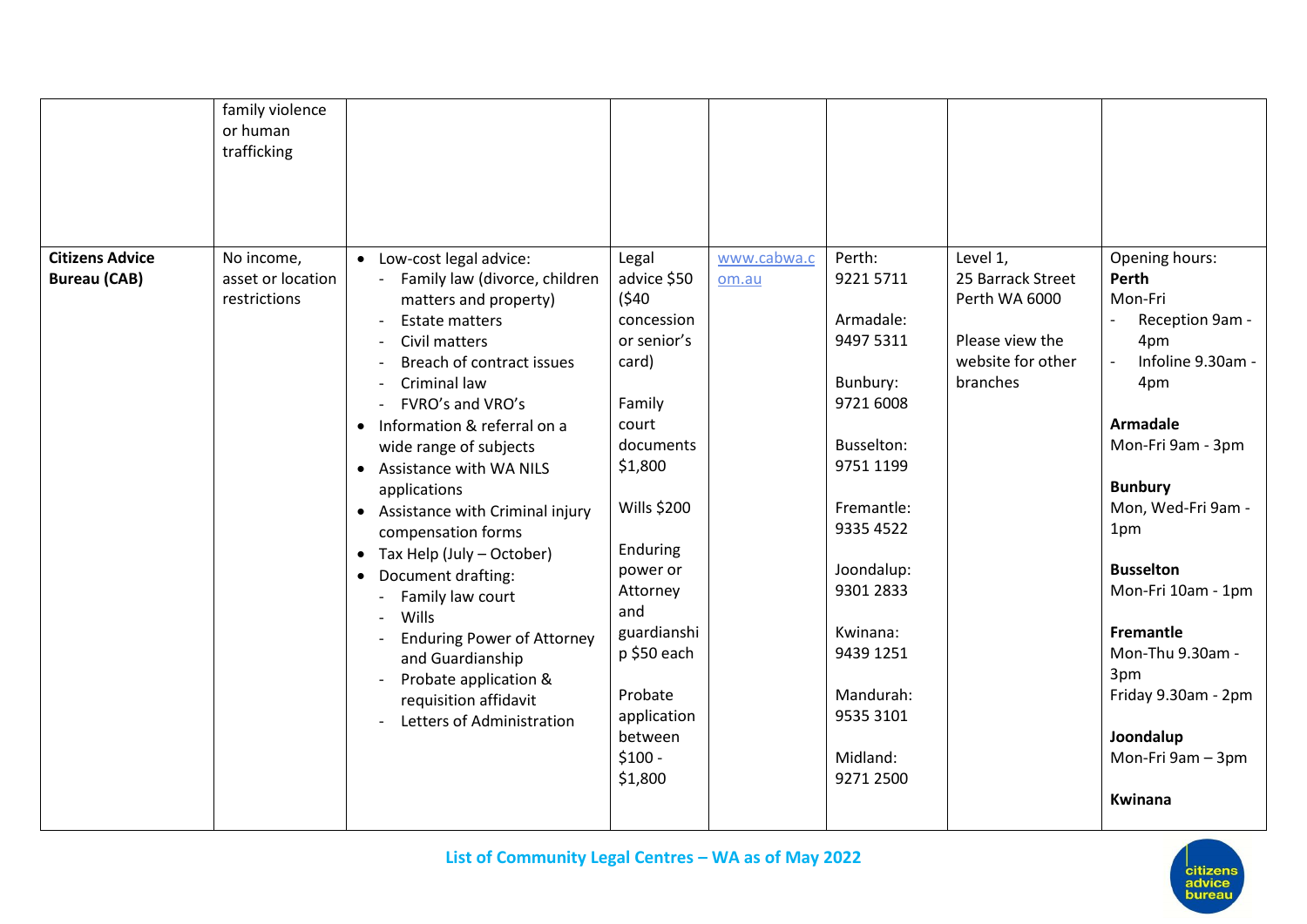| | | | | | | | |
|---|---|---|---|---|---|---|---|
| | family violence or human trafficking | | | | | | |
| **Citizens Advice Bureau (CAB)** | No income, asset or location restrictions | • Low-cost legal advice:<br>- Family law (divorce, children matters and property)<br>- Estate matters<br>- Civil matters<br>- Breach of contract issues<br>- Criminal law<br>- FVRO's and VRO's<br>• Information & referral on a wide range of subjects<br>• Assistance with WA NILS applications<br>• Assistance with Criminal injury compensation forms<br>• Tax Help (July – October)<br>• Document drafting:<br>- Family law court<br>- Wills<br>- Enduring Power of Attorney and Guardianship<br>- Probate application & requisition affidavit<br>- Letters of Administration | Legal advice $50 ($40 concession or senior's card)<br><br>Family court documents $1,800<br><br>Wills $200<br><br>Enduring power or Attorney and guardianship $50 each<br><br>Probate application between $100 - $1,800 | [www.cabwa.com.au](http://www.cabwa.com.au) | Perth: 9221 5711<br><br>Armadale: 9497 5311<br><br>Bunbury: 9721 6008<br><br>Busselton: 9751 1199<br><br>Fremantle: 9335 4522<br><br>Joondalup: 9301 2833<br><br>Kwinana: 9439 1251<br><br>Mandurah: 9535 3101<br><br>Midland: 9271 2500 | Level 1, 25 Barrack Street Perth WA 6000<br><br>Please view the website for other branches | Opening hours:<br>**Perth**<br>Mon-Fri<br>- Reception 9am - 4pm<br>- Infoline 9.30am - 4pm<br><br>**Armadale**<br>Mon-Fri 9am - 3pm<br><br>**Bunbury**<br>Mon, Wed-Fri 9am - 1pm<br><br>**Busselton**<br>Mon-Fri 10am - 1pm<br><br>**Fremantle**<br>Mon-Thu 9.30am - 3pm<br>Friday 9.30am - 2pm<br><br>**Joondalup**<br>Mon-Fri 9am – 3pm<br><br>**Kwinana** |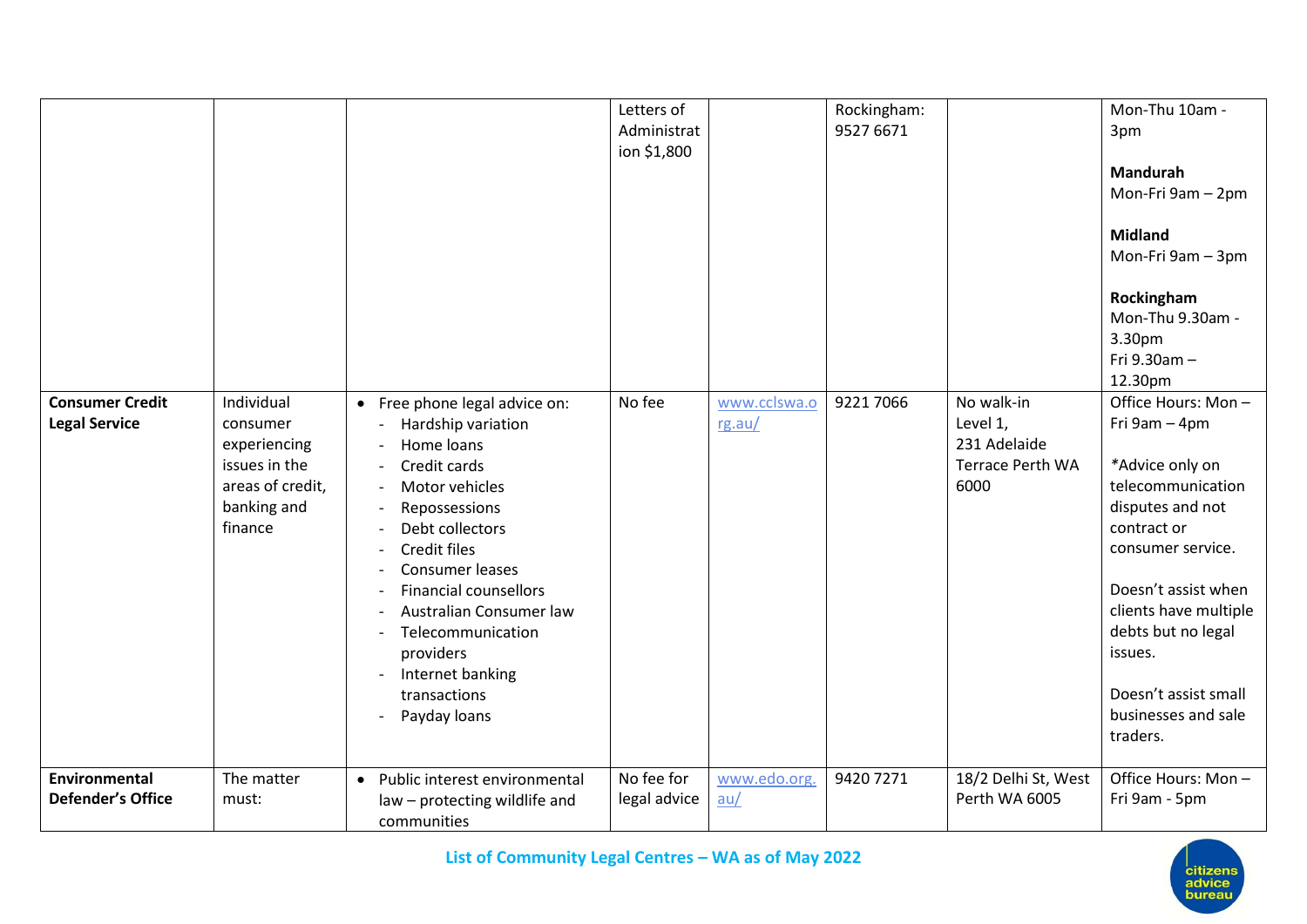| | | | | | | | |
|---|---|---|---|---|---|---|---|
| | | | Letters of Administration $1,800 | | Rockingham: 9527 6671 | | Mon-Thu 10am - 3pm<br><br>**Mandurah**<br>Mon-Fri 9am – 2pm<br><br>**Midland**<br>Mon-Fri 9am – 3pm<br><br>**Rockingham**<br>Mon-Thu 9.30am - 3.30pm<br>Fri 9.30am – 12.30pm |
| **Consumer Credit Legal Service** | Individual consumer experiencing issues in the areas of credit, banking and finance | • Free phone legal advice on:<br>- Hardship variation<br>- Home loans<br>- Credit cards<br>- Motor vehicles<br>- Repossessions<br>- Debt collectors<br>- Credit files<br>- Consumer leases<br>- Financial counsellors<br>- Australian Consumer law<br>- Telecommunication providers<br>- Internet banking transactions<br>- Payday loans | No fee | www.cclswa.org.au/ | 9221 7066 | No walk-in<br>Level 1, 231 Adelaide Terrace Perth WA 6000 | Office Hours: Mon – Fri 9am – 4pm<br><br>*Advice only on telecommunication disputes and not contract or consumer service.<br><br>Doesn't assist when clients have multiple debts but no legal issues.<br><br>Doesn't assist small businesses and sale traders. |
| **Environmental Defender's Office** | The matter must: | • Public interest environmental law – protecting wildlife and communities | No fee for legal advice | www.edo.org.au/ | 9420 7271 | 18/2 Delhi St, West Perth WA 6005 | Office Hours: Mon – Fri 9am - 5pm |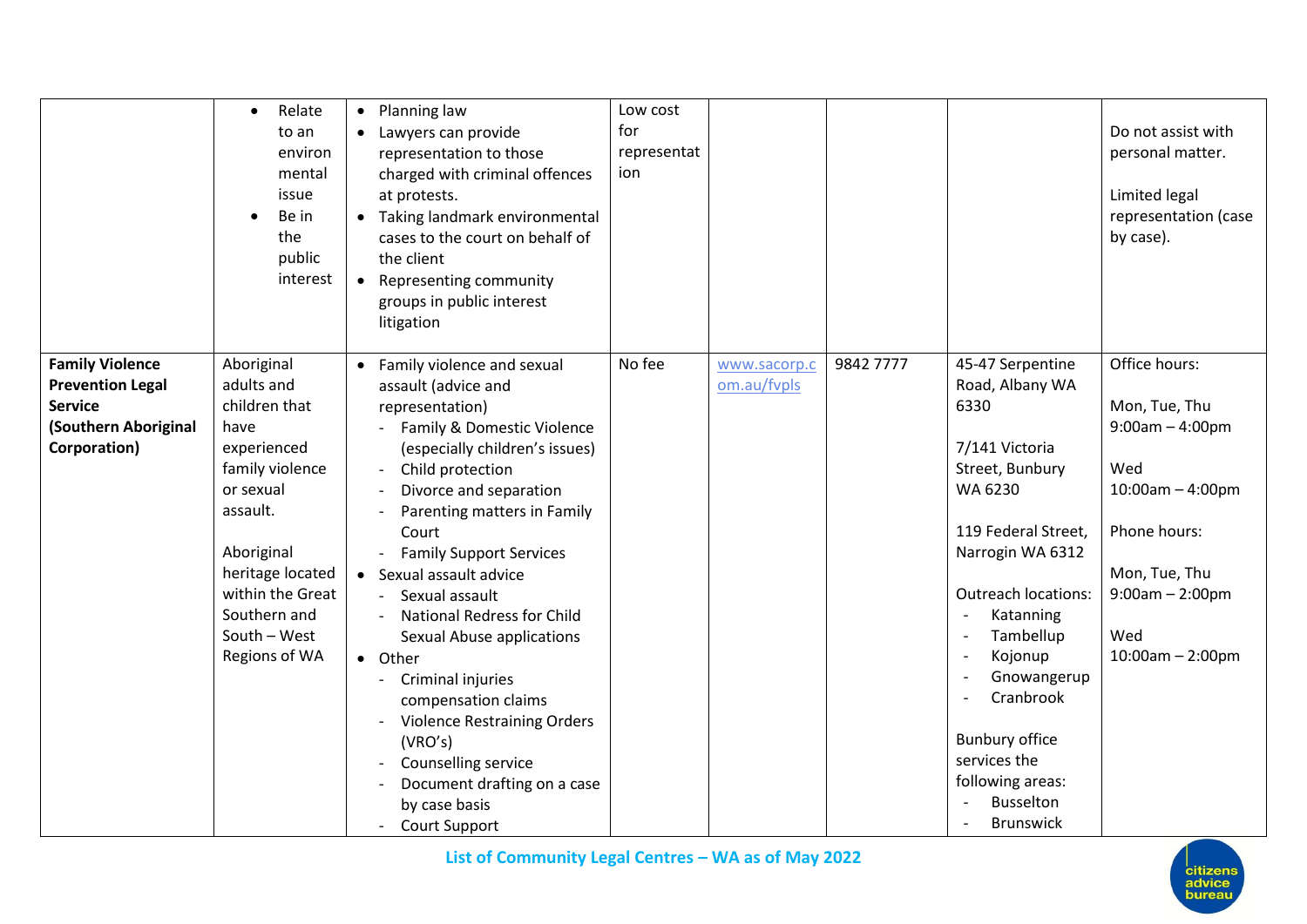| | | | | | | | |
|---|---|---|---|---|---|---|---|
| | • Relate to an environmental issue<br>• Be in the public interest | • Planning law<br>• Lawyers can provide representation to those charged with criminal offences at protests.<br>• Taking landmark environmental cases to the court on behalf of the client<br>• Representing community groups in public interest litigation | Low cost for representation | | | | Do not assist with personal matter.<br><br>Limited legal representation (case by case). |
| **Family Violence Prevention Legal Service (Southern Aboriginal Corporation)** | Aboriginal adults and children that have experienced family violence or sexual assault.<br><br>Aboriginal heritage located within the Great Southern and South – West Regions of WA | • Family violence and sexual assault (advice and representation)<br>- Family & Domestic Violence (especially children's issues)<br>- Child protection<br>- Divorce and separation<br>- Parenting matters in Family Court<br>- Family Support Services<br>• Sexual assault advice<br>- Sexual assault<br>- National Redress for Child Sexual Abuse applications<br>• Other<br>- Criminal injuries compensation claims<br>- Violence Restraining Orders (VRO's)<br>- Counselling service<br>- Document drafting on a case by case basis<br>- Court Support | No fee | www.sacorp.com.au/fvpls | 9842 7777 | 45-47 Serpentine Road, Albany WA 6330<br><br>7/141 Victoria Street, Bunbury WA 6230<br><br>119 Federal Street, Narrogin WA 6312<br><br>Outreach locations:<br>- Katanning<br>- Tambellup<br>- Kojonup<br>- Gnowangerup<br>- Cranbrook<br><br>Bunbury office services the following areas:<br>- Busselton<br>- Brunswick | Office hours:<br><br>Mon, Tue, Thu 9:00am – 4:00pm<br><br>Wed 10:00am – 4:00pm<br><br>Phone hours:<br><br>Mon, Tue, Thu 9:00am – 2:00pm<br><br>Wed 10:00am – 2:00pm |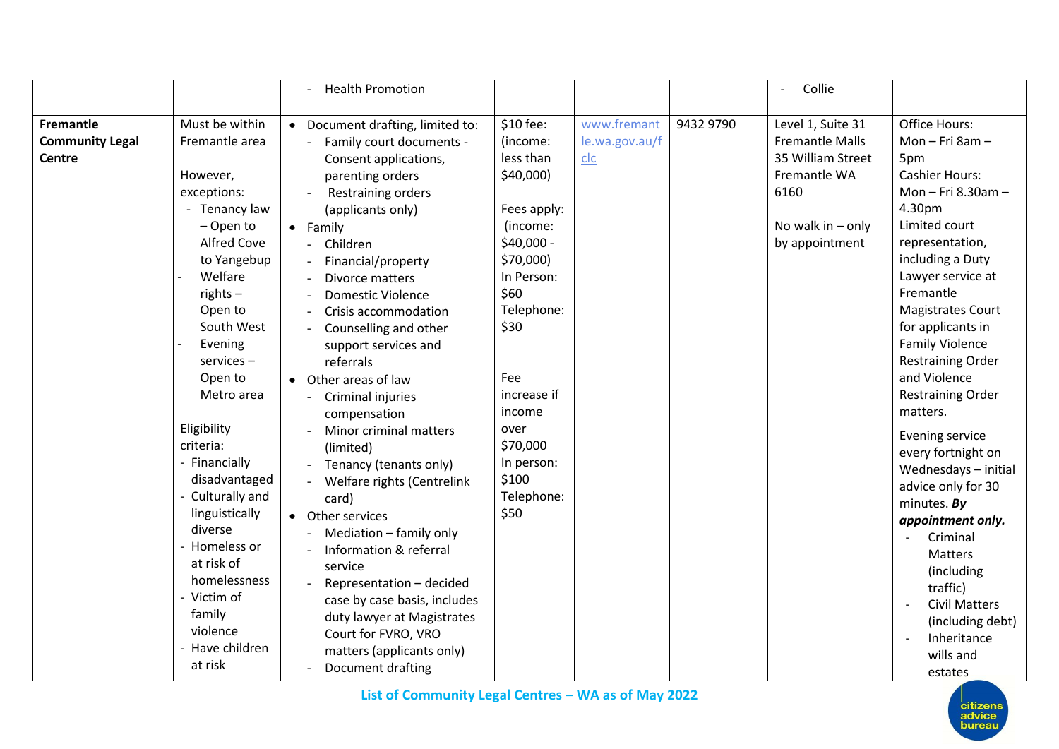| | | | | | | | |
|---|---|---|---|---|---|---|---|
| | | - Health Promotion | | | | - Collie | |
| **Fremantle Community Legal Centre** | Must be within Fremantle area<br><br>However, exceptions:<br>- Tenancy law – Open to Alfred Cove to Yangebup<br>- Welfare rights – Open to South West<br>- Evening services – Open to Metro area<br><br>Eligibility criteria:<br>- Financially disadvantaged<br>- Culturally and linguistically diverse<br>- Homeless or at risk of homelessness<br>- Victim of family violence<br>- Have children at risk | • Document drafting, limited to:<br>- Family court documents - Consent applications, parenting orders<br>- Restraining orders (applicants only)<br>• Family<br>- Children<br>- Financial/property<br>- Divorce matters<br>- Domestic Violence<br>- Crisis accommodation<br>- Counselling and other support services and referrals<br>• Other areas of law<br>- Criminal injuries compensation<br>- Minor criminal matters (limited)<br>- Tenancy (tenants only)<br>- Welfare rights (Centrelink card)<br>• Other services<br>- Mediation – family only<br>- Information & referral service<br>- Representation – decided case by case basis, includes duty lawyer at Magistrates Court for FVRO, VRO matters (applicants only)<br>- Document drafting | $10 fee: (income: less than $40,000)<br><br>Fees apply: (income: $40,000 - $70,000)<br>In Person: $60<br>Telephone: $30<br><br>Fee increase if income over $70,000<br>In person: $100<br>Telephone: $50 | www.fremantle.wa.gov.au/fclc | 9432 9790 | Level 1, Suite 31 Fremantle Malls 35 William Street Fremantle WA 6160<br><br>No walk in – only by appointment | Office Hours:<br>Mon – Fri 8am – 5pm<br>Cashier Hours:<br>Mon – Fri 8.30am – 4.30pm<br>Limited court representation, including a Duty Lawyer service at Fremantle Magistrates Court for applicants in Family Violence Restraining Order and Violence Restraining Order matters.<br><br>Evening service every fortnight on Wednesdays – initial advice only for 30 minutes. ***By appointment only.***<br>- Criminal Matters (including traffic)<br>- Civil Matters (including debt)<br>- Inheritance wills and estates |

List of Community Legal Centres – WA as of May 2022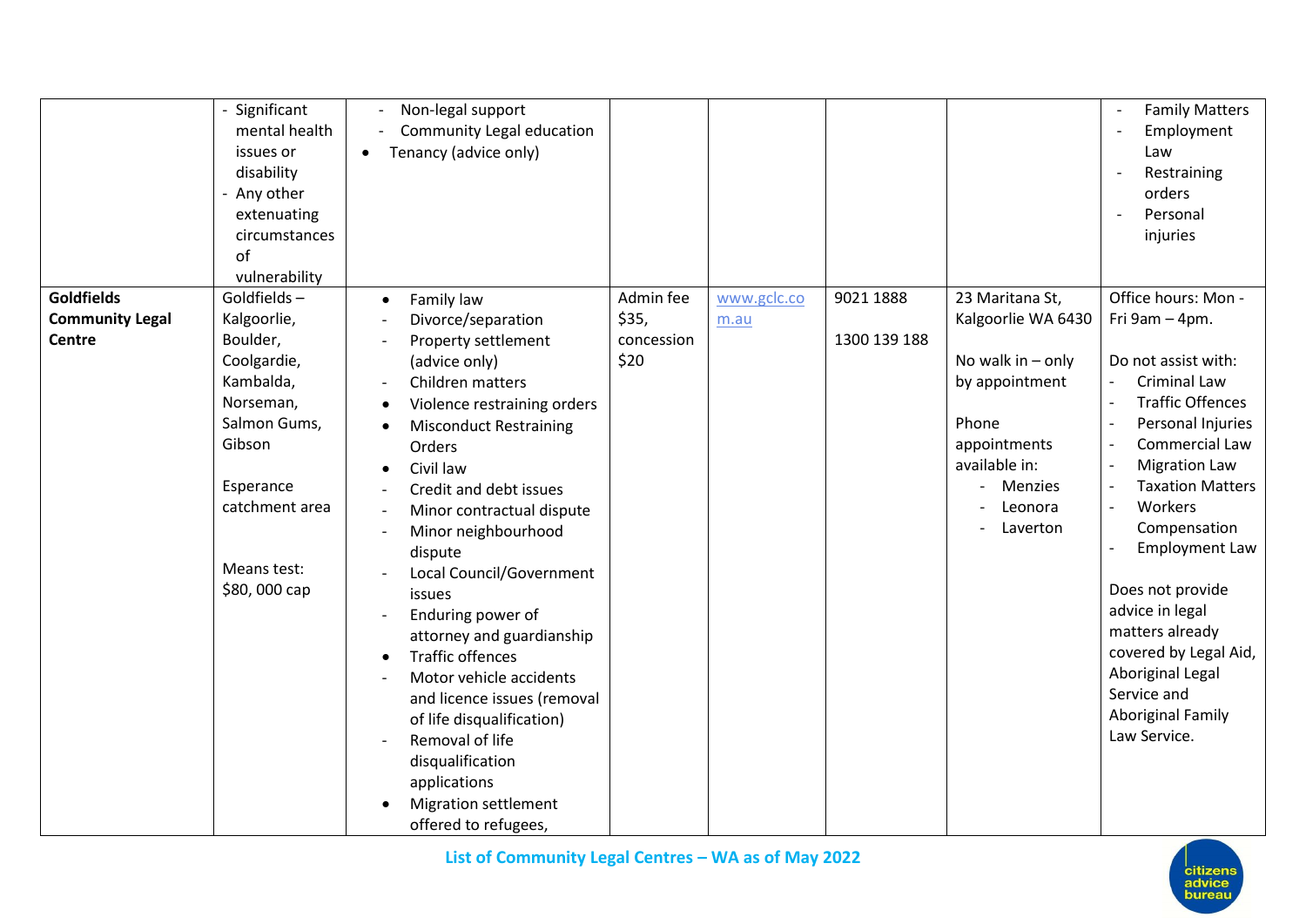| | | | | | | | |
|---|---|---|---|---|---|---|---|
| | - Significant mental health issues or disability<br>- Any other extenuating circumstances of vulnerability | - Non-legal support<br>- Community Legal education<br>• Tenancy (advice only) | | | | | - Family Matters<br>- Employment Law<br>- Restraining orders<br>- Personal injuries |
| **Goldfields Community Legal Centre** | Goldfields – Kalgoorlie, Boulder, Coolgardie, Kambalda, Norseman, Salmon Gums, Gibson<br><br>Esperance catchment area<br><br>Means test: $80, 000 cap | • Family law<br>- Divorce/separation<br>- Property settlement (advice only)<br>- Children matters<br>• Violence restraining orders<br>• Misconduct Restraining Orders<br>• Civil law<br>- Credit and debt issues<br>- Minor contractual dispute<br>- Minor neighbourhood dispute<br>- Local Council/Government issues<br>- Enduring power of attorney and guardianship<br>• Traffic offences<br>- Motor vehicle accidents and licence issues (removal of life disqualification)<br>- Removal of life disqualification applications<br>• Migration settlement offered to refugees, | Admin fee $35, concession $20 | www.gclc.com.au | 9021 1888<br><br>1300 139 188 | 23 Maritana St, Kalgoorlie WA 6430<br><br>No walk in – only by appointment<br><br>Phone appointments available in:<br>- Menzies<br>- Leonora<br>- Laverton | Office hours: Mon - Fri 9am – 4pm.<br><br>Do not assist with:<br>- Criminal Law<br>- Traffic Offences<br>- Personal Injuries<br>- Commercial Law<br>- Migration Law<br>- Taxation Matters<br>- Workers Compensation<br>- Employment Law<br><br>Does not provide advice in legal matters already covered by Legal Aid, Aboriginal Legal Service and Aboriginal Family Law Service. |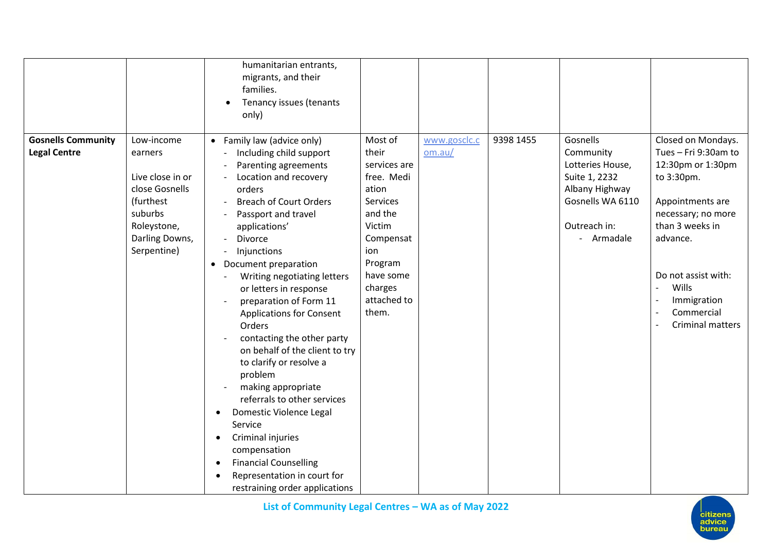| | | | | | | | |
|---|---|---|---|---|---|---|---|
| | | humanitarian entrants, migrants, and their families.<br>• Tenancy issues (tenants only) | | | | | |
| **Gosnells Community Legal Centre** | Low-income earners<br><br>Live close in or close Gosnells (furthest suburbs Roleystone, Darling Downs, Serpentine) | • Family law (advice only)<br>- Including child support<br>- Parenting agreements<br>- Location and recovery orders<br>- Breach of Court Orders<br>- Passport and travel applications'<br>- Divorce<br>- Injunctions<br>• Document preparation<br>- Writing negotiating letters or letters in response<br>- preparation of Form 11 Applications for Consent Orders<br>- contacting the other party on behalf of the client to try to clarify or resolve a problem<br>- making appropriate referrals to other services<br>• Domestic Violence Legal Service<br>• Criminal injuries compensation<br>• Financial Counselling<br>• Representation in court for restraining order applications | Most of their services are free. Mediation Services and the Victim Compensation Program have some charges attached to them. | www.gosclc.com.au/ | 9398 1455 | Gosnells Community Lotteries House, Suite 1, 2232 Albany Highway Gosnells WA 6110<br><br>Outreach in:<br>- Armadale | Closed on Mondays.<br>Tues – Fri 9:30am to 12:30pm or 1:30pm to 3:30pm.<br><br>Appointments are necessary; no more than 3 weeks in advance.<br><br>Do not assist with:<br>- Wills<br>- Immigration<br>- Commercial<br>- Criminal matters |

List of Community Legal Centres – WA as of May 2022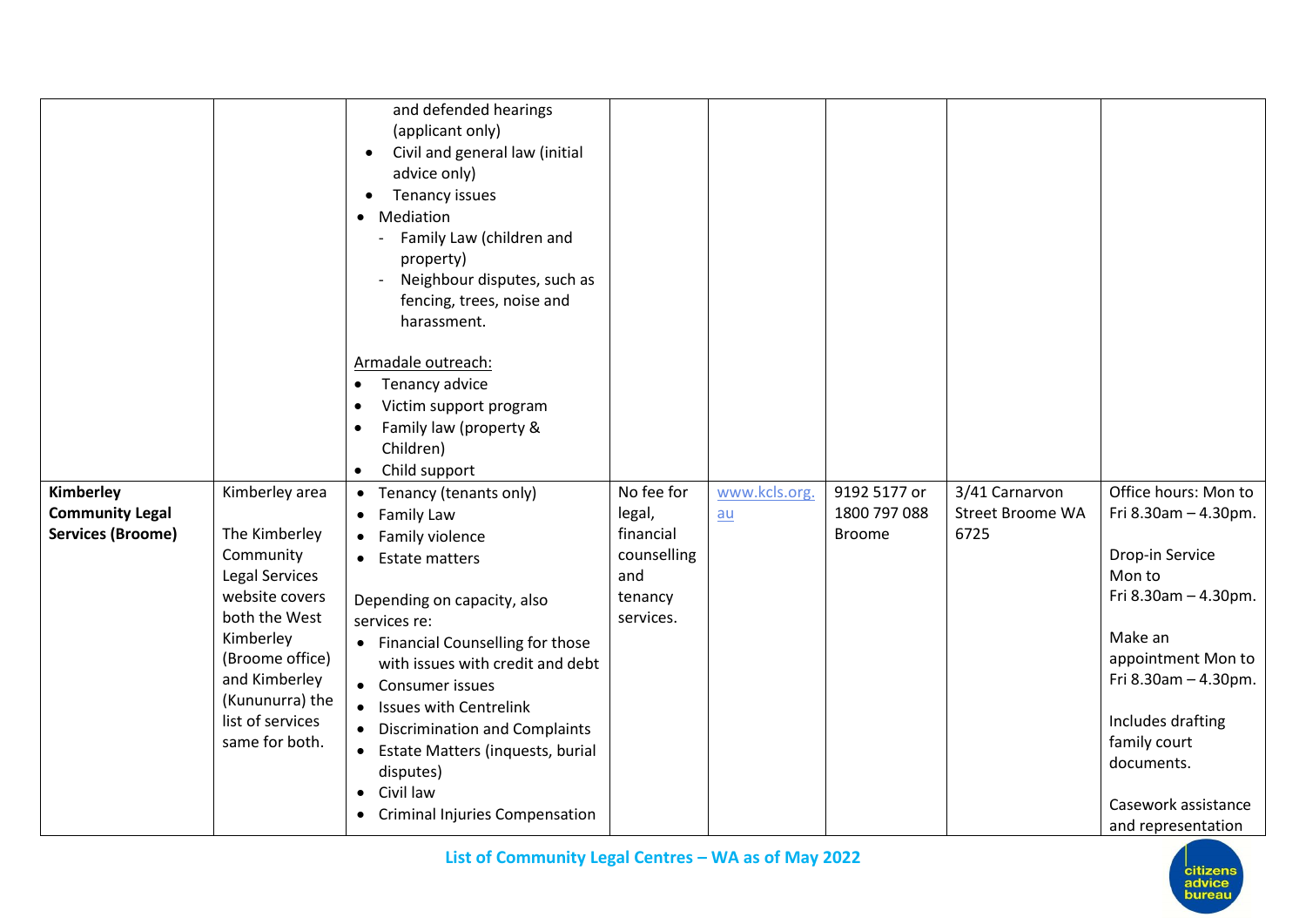| | | | | | | | |
|---|---|---|---|---|---|---|---|
| | | and defended hearings (applicant only)<br>• Civil and general law (initial advice only)<br>• Tenancy issues<br>• Mediation<br>- Family Law (children and property)<br>- Neighbour disputes, such as fencing, trees, noise and harassment.<br><br><u>Armadale outreach:</u><br>• Tenancy advice<br>• Victim support program<br>• Family law (property & Children)<br>• Child support | | | | | |
| **Kimberley Community Legal Services (Broome)** | Kimberley area<br><br>The Kimberley Community Legal Services website covers both the West Kimberley (Broome office) and Kimberley (Kununurra) the list of services same for both. | • Tenancy (tenants only)<br>• Family Law<br>• Family violence<br>• Estate matters<br><br>Depending on capacity, also services re:<br>• Financial Counselling for those with issues with credit and debt<br>• Consumer issues<br>• Issues with Centrelink<br>• Discrimination and Complaints<br>• Estate Matters (inquests, burial disputes)<br>• Civil law<br>• Criminal Injuries Compensation | No fee for legal, financial counselling and tenancy services. | www.kcls.org.au | 9192 5177 or 1800 797 088 Broome | 3/41 Carnarvon Street Broome WA 6725 | Office hours: Mon to Fri 8.30am – 4.30pm.<br><br>Drop-in Service Mon to Fri 8.30am – 4.30pm.<br><br>Make an appointment Mon to Fri 8.30am – 4.30pm.<br><br>Includes drafting family court documents.<br><br>Casework assistance and representation |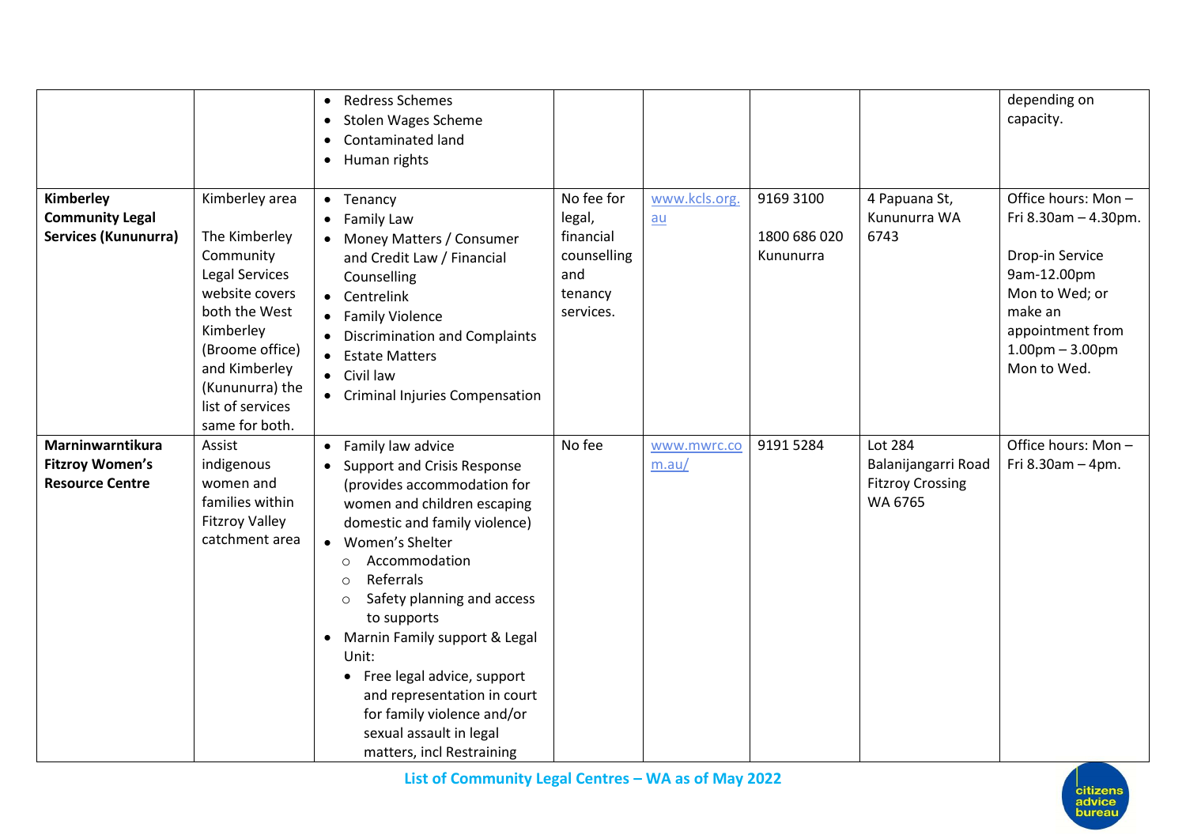| | | | | | | | |
|---|---|---|---|---|---|---|---|
| | | • Redress Schemes<br>• Stolen Wages Scheme<br>• Contaminated land<br>• Human rights | | | | | depending on capacity. |
| **Kimberley Community Legal Services (Kununurra)** | Kimberley area<br><br>The Kimberley Community Legal Services website covers both the West Kimberley (Broome office) and Kimberley (Kununurra) the list of services same for both. | • Tenancy<br>• Family Law<br>• Money Matters / Consumer and Credit Law / Financial Counselling<br>• Centrelink<br>• Family Violence<br>• Discrimination and Complaints<br>• Estate Matters<br>• Civil law<br>• Criminal Injuries Compensation | No fee for legal, financial counselling and tenancy services. | www.kcls.org.au | 9169 3100<br><br>1800 686 020 Kununurra | 4 Papuana St, Kununurra WA 6743 | Office hours: Mon – Fri 8.30am – 4.30pm.<br><br>Drop-in Service 9am-12.00pm Mon to Wed; or make an appointment from 1.00pm – 3.00pm Mon to Wed. |
| **Marninwarntikura Fitzroy Women's Resource Centre** | Assist indigenous women and families within Fitzroy Valley catchment area | • Family law advice<br>• Support and Crisis Response (provides accommodation for women and children escaping domestic and family violence)<br>• Women's Shelter<br>  ○ Accommodation<br>  ○ Referrals<br>  ○ Safety planning and access to supports<br>• Marnin Family support & Legal Unit:<br>  • Free legal advice, support and representation in court for family violence and/or sexual assault in legal matters, incl Restraining | No fee | www.mwrc.com.au/ | 9191 5284 | Lot 284 Balanijangarri Road Fitzroy Crossing WA 6765 | Office hours: Mon – Fri 8.30am – 4pm. |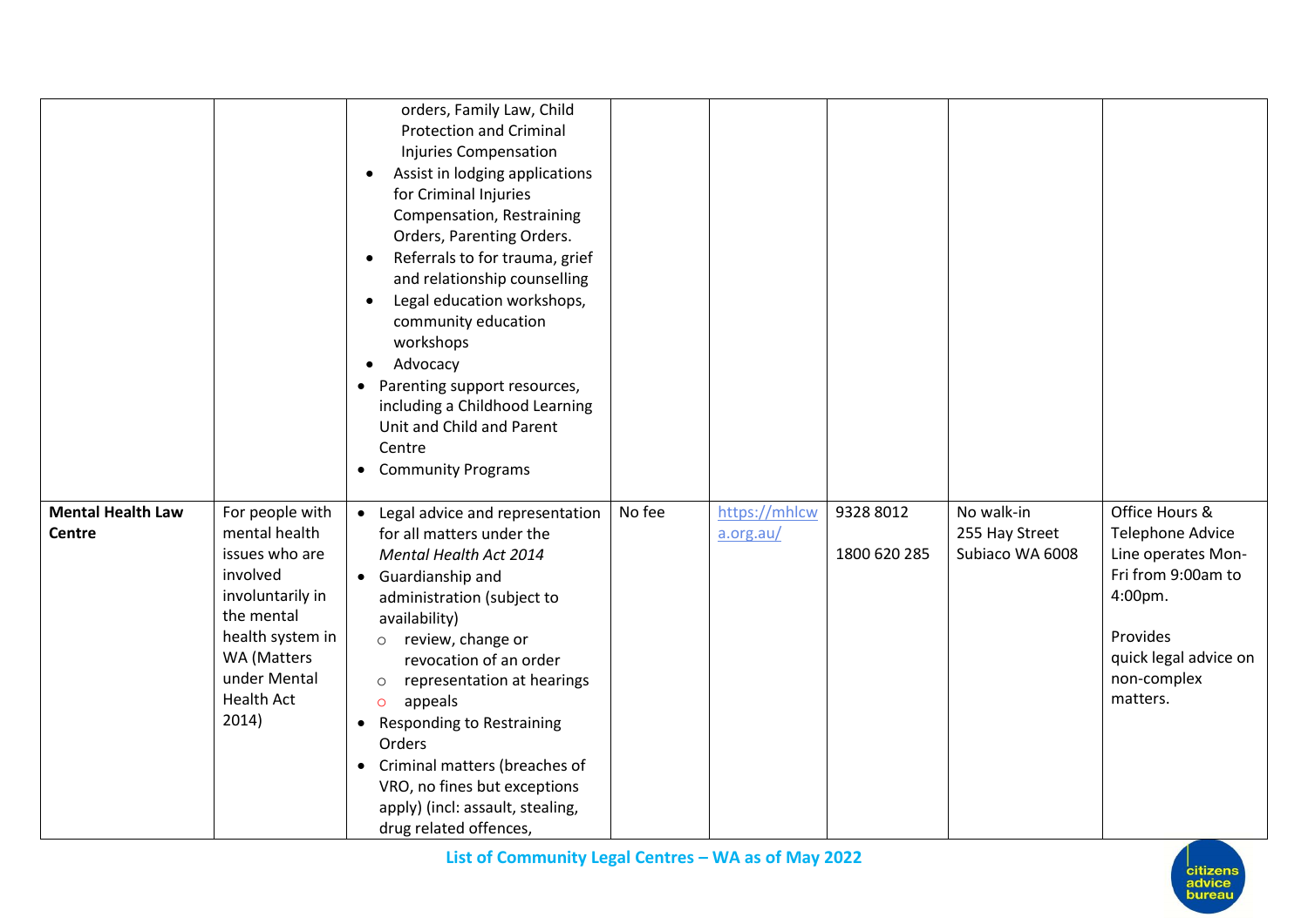| | | | | | | | |
|---|---|---|---|---|---|---|---|
| | | orders, Family Law, Child Protection and Criminal Injuries Compensation<br>• Assist in lodging applications for Criminal Injuries Compensation, Restraining Orders, Parenting Orders.<br>• Referrals to for trauma, grief and relationship counselling<br>• Legal education workshops, community education workshops<br>• Advocacy<br>• Parenting support resources, including a Childhood Learning Unit and Child and Parent Centre<br>• Community Programs | | | | | |
| **Mental Health Law Centre** | For people with mental health issues who are involved involuntarily in the mental health system in WA (Matters under Mental Health Act 2014) | • Legal advice and representation for all matters under the *Mental Health Act 2014*<br>• Guardianship and administration (subject to availability)<br>  ○ review, change or revocation of an order<br>  ○ representation at hearings<br>  ○ appeals<br>• Responding to Restraining Orders<br>• Criminal matters (breaches of VRO, no fines but exceptions apply) (incl: assault, stealing, drug related offences, | No fee | https://mhlcwa.org.au/ | 9328 8012<br><br>1800 620 285 | No walk-in<br>255 Hay Street<br>Subiaco WA 6008 | Office Hours & Telephone Advice Line operates Mon-Fri from 9:00am to 4:00pm.<br><br>Provides quick legal advice on non-complex matters. |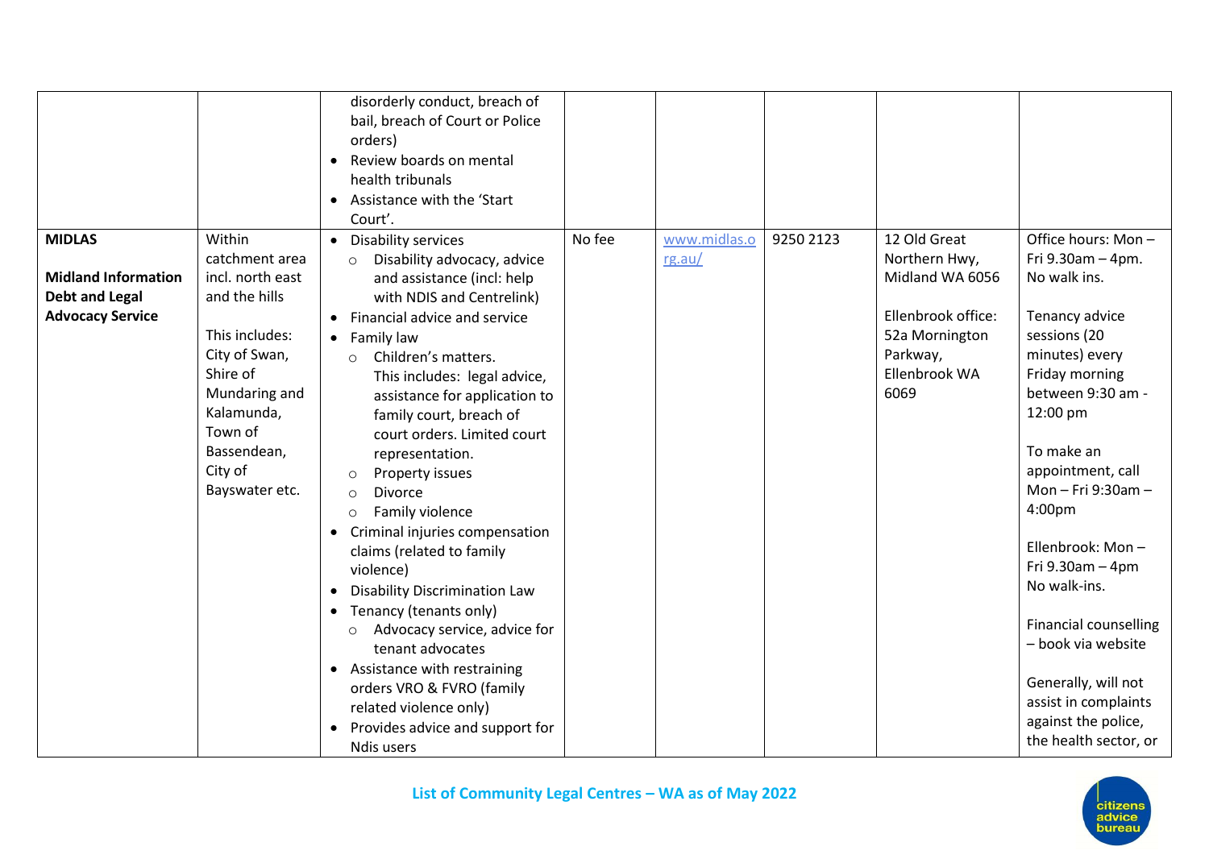| | | | | | | | |
|---|---|---|---|---|---|---|---|
| | | disorderly conduct, breach of bail, breach of Court or Police orders)<br>• Review boards on mental health tribunals<br>• Assistance with the 'Start Court'. | | | | | |
| **MIDLAS**<br><br>**Midland Information Debt and Legal Advocacy Service** | Within catchment area incl. north east and the hills<br><br>This includes: City of Swan, Shire of Mundaring and Kalamunda, Town of Bassendean, City of Bayswater etc. | • Disability services<br>  ○ Disability advocacy, advice and assistance (incl: help with NDIS and Centrelink)<br>• Financial advice and service<br>• Family law<br>  ○ Children's matters. This includes: legal advice, assistance for application to family court, breach of court orders. Limited court representation.<br>  ○ Property issues<br>  ○ Divorce<br>  ○ Family violence<br>• Criminal injuries compensation claims (related to family violence)<br>• Disability Discrimination Law<br>• Tenancy (tenants only)<br>  ○ Advocacy service, advice for tenant advocates<br>• Assistance with restraining orders VRO & FVRO (family related violence only)<br>• Provides advice and support for Ndis users | No fee | www.midlas.org.au/ | 9250 2123 | 12 Old Great Northern Hwy, Midland WA 6056<br><br>Ellenbrook office: 52a Mornington Parkway, Ellenbrook WA 6069 | Office hours: Mon – Fri 9.30am – 4pm. No walk ins.<br><br>Tenancy advice sessions (20 minutes) every Friday morning between 9:30 am - 12:00 pm<br><br>To make an appointment, call Mon – Fri 9:30am – 4:00pm<br><br>Ellenbrook: Mon – Fri 9.30am – 4pm No walk-ins.<br><br>Financial counselling – book via website<br><br>Generally, will not assist in complaints against the police, the health sector, or |

List of Community Legal Centres – WA as of May 2022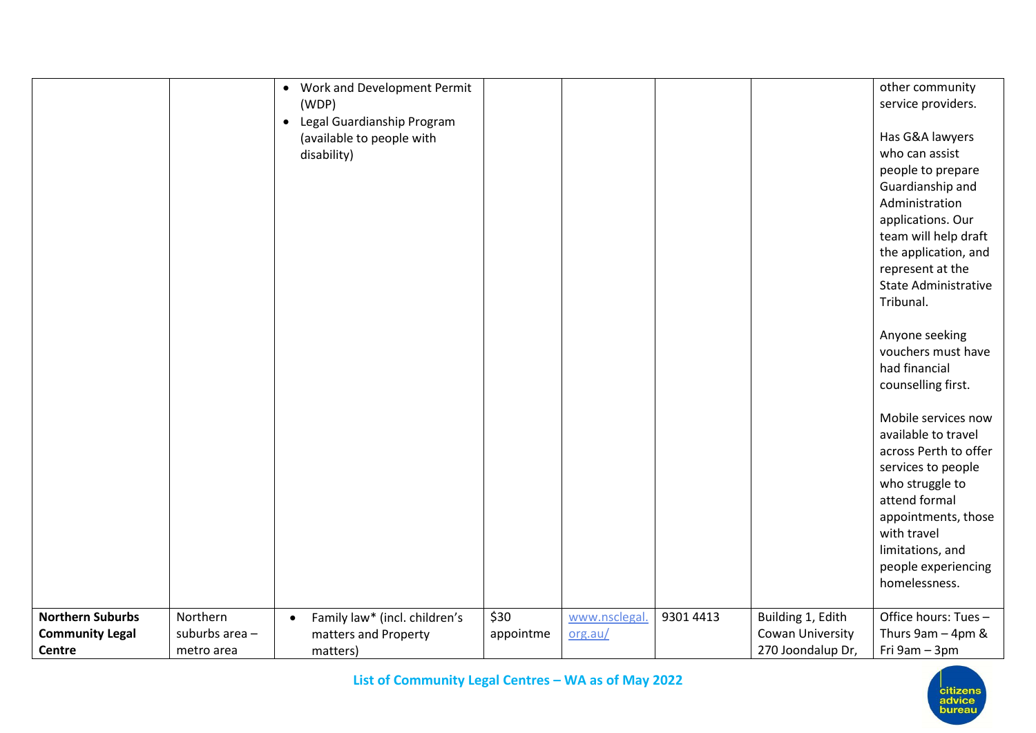| | | | | | | | |
|---|---|---|---|---|---|---|---|
| | | • Work and Development Permit (WDP)<br>• Legal Guardianship Program (available to people with disability) | | | | | other community service providers.<br><br>Has G&A lawyers who can assist people to prepare Guardianship and Administration applications. Our team will help draft the application, and represent at the State Administrative Tribunal.<br><br>Anyone seeking vouchers must have had financial counselling first.<br><br>Mobile services now available to travel across Perth to offer services to people who struggle to attend formal appointments, those with travel limitations, and people experiencing homelessness. |
| **Northern Suburbs Community Legal Centre** | Northern suburbs area – metro area | • Family law* (incl. children's matters and Property matters) | $30 appointme | [www.nsclegal.org.au/](http://www.nsclegal.org.au/) | 9301 4413 | Building 1, Edith Cowan University 270 Joondalup Dr, | Office hours: Tues – Thurs 9am – 4pm & Fri 9am – 3pm |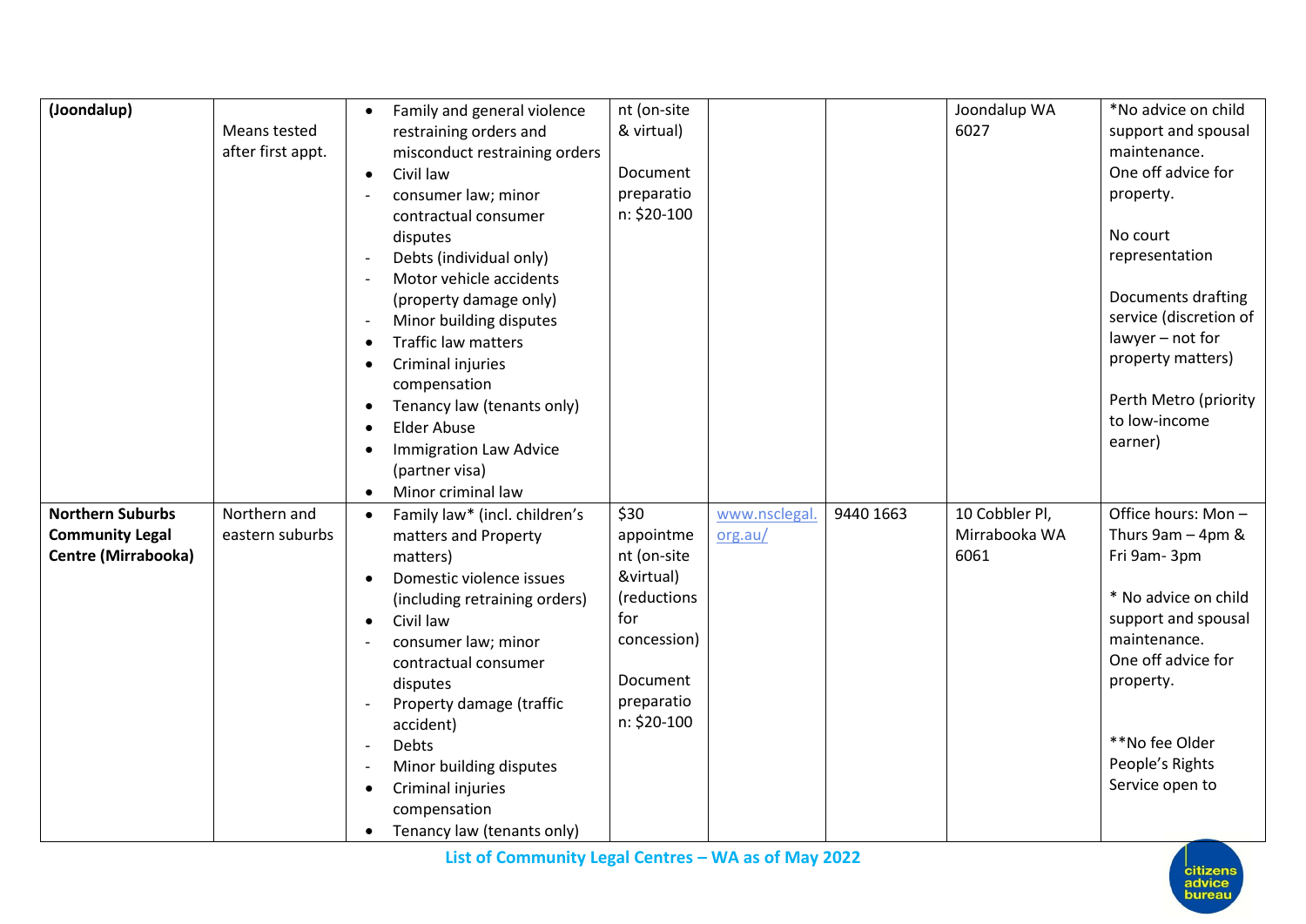| | | | | | | | |
|---|---|---|---|---|---|---|---|
| **(Joondalup)** | Means tested after first appt. | • Family and general violence restraining orders and misconduct restraining orders<br>• Civil law<br>- consumer law; minor contractual consumer disputes<br>- Debts (individual only)<br>- Motor vehicle accidents (property damage only)<br>- Minor building disputes<br>• Traffic law matters<br>• Criminal injuries compensation<br>• Tenancy law (tenants only)<br>• Elder Abuse<br>• Immigration Law Advice (partner visa)<br>• Minor criminal law | nt (on-site & virtual)<br><br>Document preparation: $20-100 | | | Joondalup WA 6027 | *No advice on child support and spousal maintenance.<br>One off advice for property.<br><br>No court representation<br><br>Documents drafting service (discretion of lawyer – not for property matters)<br><br>Perth Metro (priority to low-income earner) |
| **Northern Suburbs Community Legal Centre (Mirrabooka)** | Northern and eastern suburbs | • Family law* (incl. children's matters and Property matters)<br>• Domestic violence issues (including retraining orders)<br>• Civil law<br>- consumer law; minor contractual consumer disputes<br>- Property damage (traffic accident)<br>- Debts<br>- Minor building disputes<br>• Criminal injuries compensation<br>• Tenancy law (tenants only) | $30 appointment (on-site &virtual) (reductions for concession)<br><br>Document preparation: $20-100 | www.nsclegal.org.au/ | 9440 1663 | 10 Cobbler Pl, Mirrabooka WA 6061 | Office hours: Mon – Thurs 9am – 4pm & Fri 9am- 3pm<br><br>* No advice on child support and spousal maintenance.<br>One off advice for property.<br><br>**No fee Older People's Rights Service open to |

List of Community Legal Centres – WA as of May 2022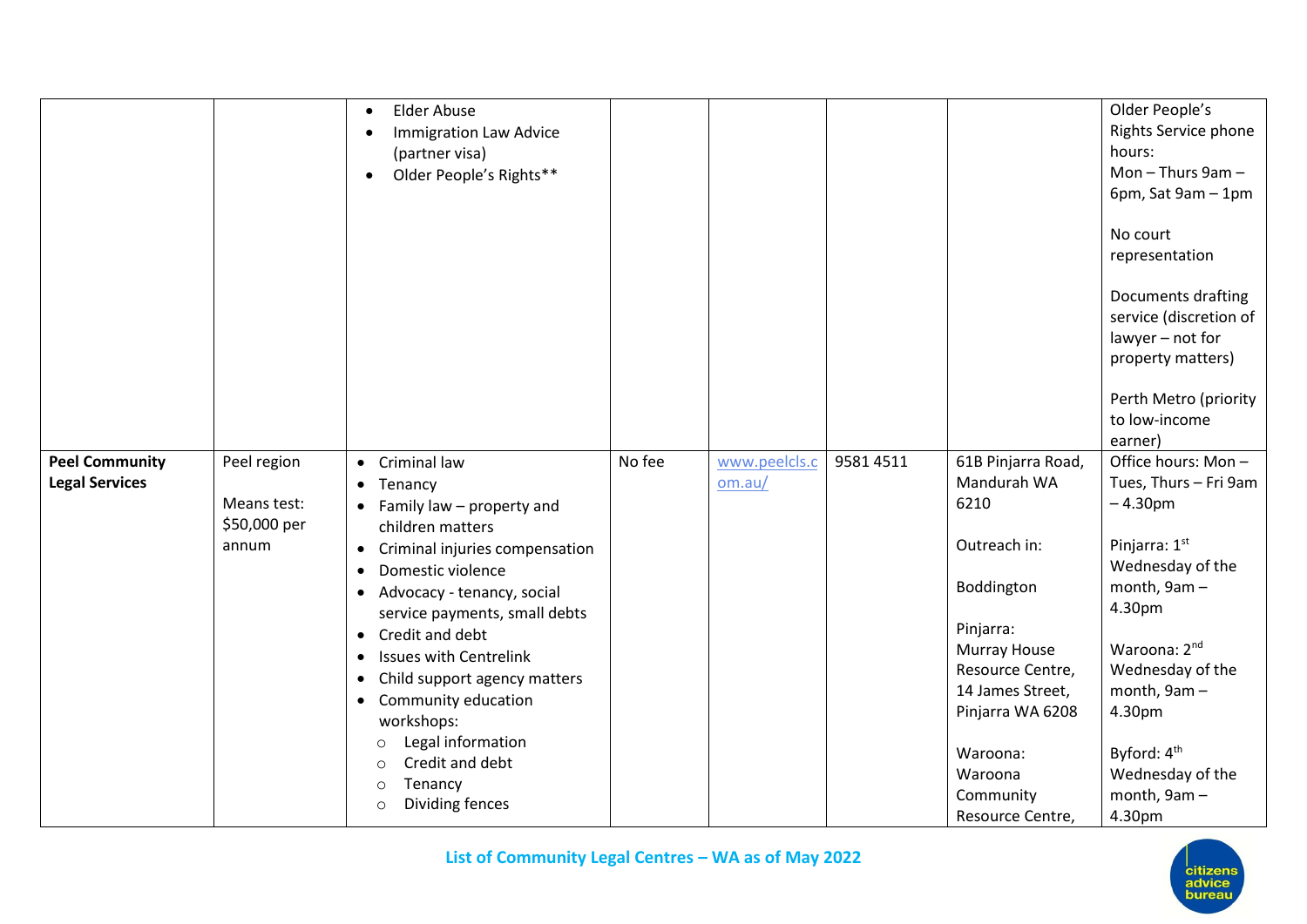| | | | | | | | |
|---|---|---|---|---|---|---|---|
| | | • Elder Abuse<br>• Immigration Law Advice (partner visa)<br>• Older People's Rights** | | | | | Older People's Rights Service phone hours:<br>Mon – Thurs 9am – 6pm, Sat 9am – 1pm<br><br>No court representation<br><br>Documents drafting service (discretion of lawyer – not for property matters)<br><br>Perth Metro (priority to low-income earner) |
| **Peel Community Legal Services** | Peel region<br><br>Means test: $50,000 per annum | • Criminal law<br>• Tenancy<br>• Family law – property and children matters<br>• Criminal injuries compensation<br>• Domestic violence<br>• Advocacy - tenancy, social service payments, small debts<br>• Credit and debt<br>• Issues with Centrelink<br>• Child support agency matters<br>• Community education workshops:<br>  ○ Legal information<br>  ○ Credit and debt<br>  ○ Tenancy<br>  ○ Dividing fences | No fee | www.peelcls.com.au/ | 9581 4511 | 61B Pinjarra Road, Mandurah WA 6210<br><br>Outreach in:<br><br>Boddington<br><br>Pinjarra: Murray House Resource Centre, 14 James Street, Pinjarra WA 6208<br><br>Waroona: Waroona Community Resource Centre, | Office hours: Mon – Tues, Thurs – Fri 9am – 4.30pm<br><br>Pinjarra: 1st Wednesday of the month, 9am – 4.30pm<br><br>Waroona: 2nd Wednesday of the month, 9am – 4.30pm<br><br>Byford: 4th Wednesday of the month, 9am – 4.30pm |

List of Community Legal Centres – WA as of May 2022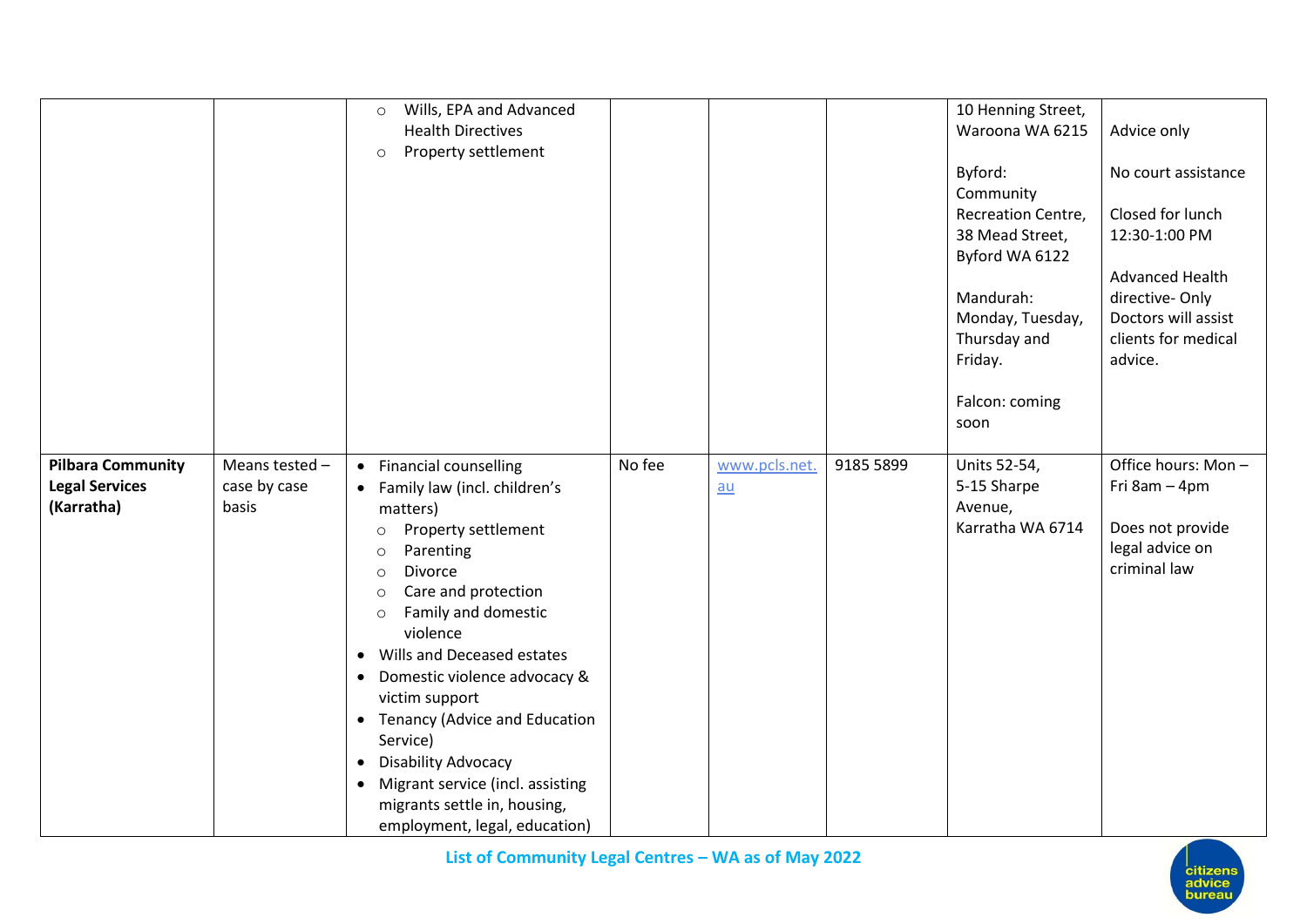| | | | | | | | |
|---|---|---|---|---|---|---|---|
| | | ○ Wills, EPA and Advanced Health Directives<br>○ Property settlement | | | | 10 Henning Street, Waroona WA 6215<br><br>Byford: Community Recreation Centre, 38 Mead Street, Byford WA 6122<br><br>Mandurah: Monday, Tuesday, Thursday and Friday.<br><br>Falcon: coming soon | Advice only<br><br>No court assistance<br><br>Closed for lunch 12:30-1:00 PM<br><br>Advanced Health directive- Only Doctors will assist clients for medical advice. |
| **Pilbara Community Legal Services (Karratha)** | Means tested – case by case basis | • Financial counselling<br>• Family law (incl. children's matters)<br>○ Property settlement<br>○ Parenting<br>○ Divorce<br>○ Care and protection<br>○ Family and domestic violence<br>• Wills and Deceased estates<br>• Domestic violence advocacy & victim support<br>• Tenancy (Advice and Education Service)<br>• Disability Advocacy<br>• Migrant service (incl. assisting migrants settle in, housing, employment, legal, education) | No fee | www.pcls.net.au | 9185 5899 | Units 52-54, 5-15 Sharpe Avenue, Karratha WA 6714 | Office hours: Mon – Fri 8am – 4pm<br><br>Does not provide legal advice on criminal law |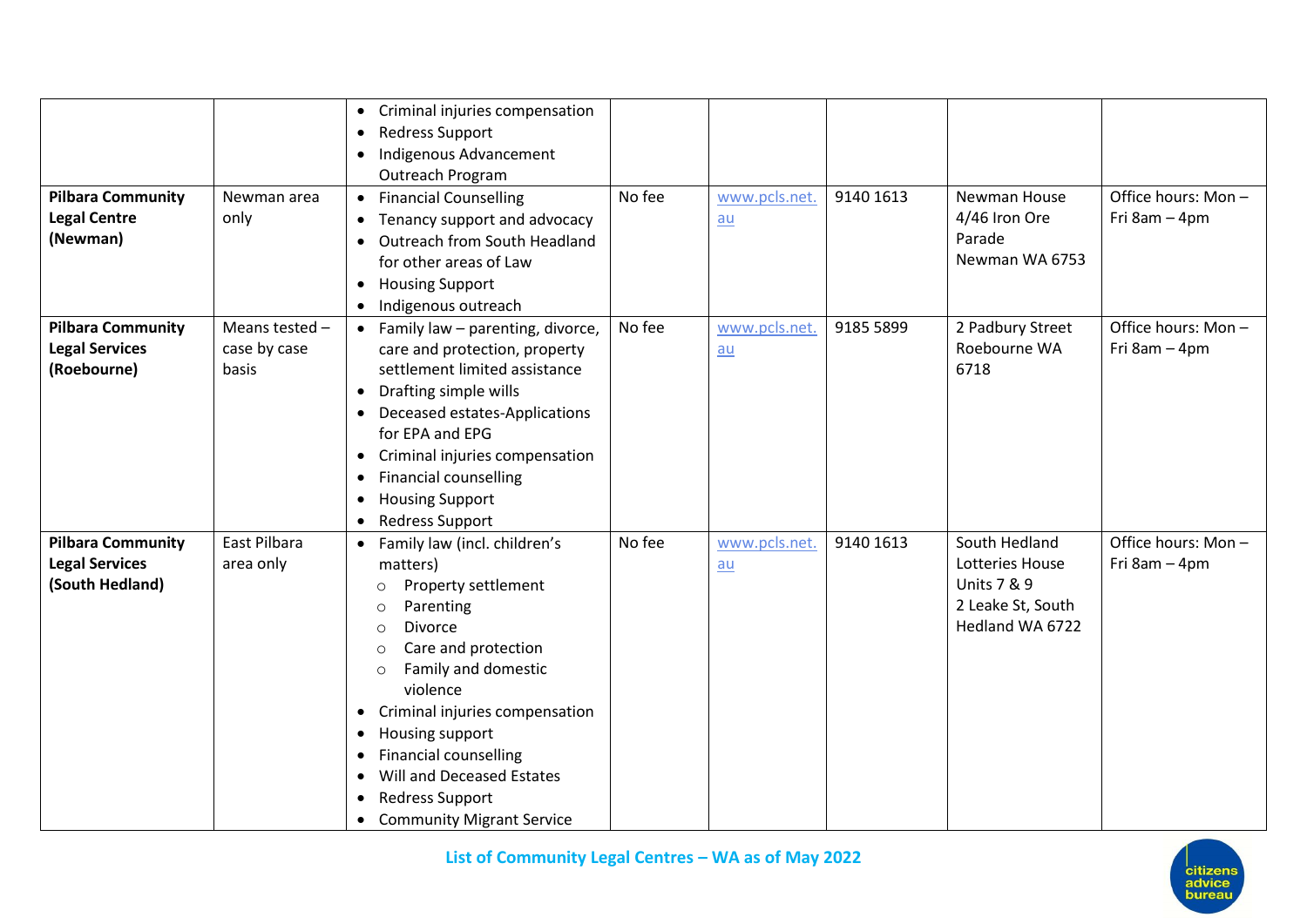| | | | | | | | |
|---|---|---|---|---|---|---|---|
| | | • Criminal injuries compensation<br>• Redress Support<br>• Indigenous Advancement Outreach Program | | | | | |
| **Pilbara Community Legal Centre (Newman)** | Newman area only | • Financial Counselling<br>• Tenancy support and advocacy<br>• Outreach from South Headland for other areas of Law<br>• Housing Support<br>• Indigenous outreach | No fee | www.pcls.net.au | 9140 1613 | Newman House 4/46 Iron Ore Parade Newman WA 6753 | Office hours: Mon – Fri 8am – 4pm |
| **Pilbara Community Legal Services (Roebourne)** | Means tested – case by case basis | • Family law – parenting, divorce, care and protection, property settlement limited assistance<br>• Drafting simple wills<br>• Deceased estates-Applications for EPA and EPG<br>• Criminal injuries compensation<br>• Financial counselling<br>• Housing Support<br>• Redress Support | No fee | www.pcls.net.au | 9185 5899 | 2 Padbury Street Roebourne WA 6718 | Office hours: Mon – Fri 8am – 4pm |
| **Pilbara Community Legal Services (South Hedland)** | East Pilbara area only | • Family law (incl. children's matters)<br>&nbsp;&nbsp;○ Property settlement<br>&nbsp;&nbsp;○ Parenting<br>&nbsp;&nbsp;○ Divorce<br>&nbsp;&nbsp;○ Care and protection<br>&nbsp;&nbsp;○ Family and domestic violence<br>• Criminal injuries compensation<br>• Housing support<br>• Financial counselling<br>• Will and Deceased Estates<br>• Redress Support<br>• Community Migrant Service | No fee | www.pcls.net.au | 9140 1613 | South Hedland Lotteries House Units 7 & 9 2 Leake St, South Hedland WA 6722 | Office hours: Mon – Fri 8am – 4pm |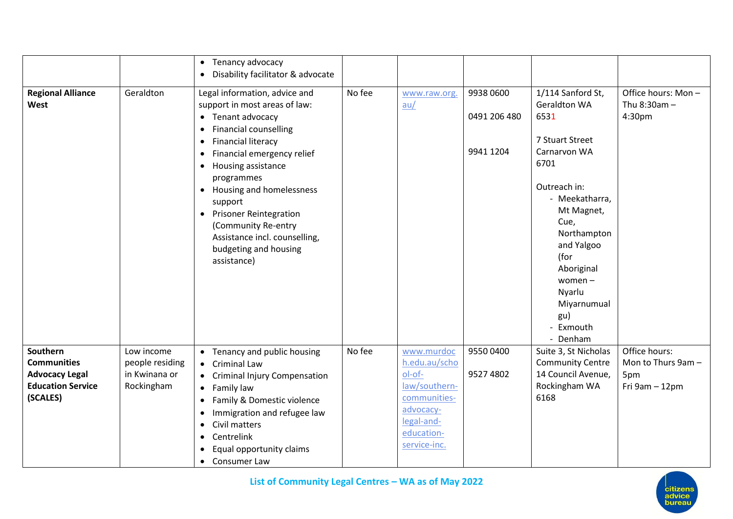| | | | | | | | |
|---|---|---|---|---|---|---|---|
| | | • Tenancy advocacy<br>• Disability facilitator & advocate | | | | | |
| **Regional Alliance West** | Geraldton | Legal information, advice and support in most areas of law:<br>• Tenant advocacy<br>• Financial counselling<br>• Financial literacy<br>• Financial emergency relief<br>• Housing assistance programmes<br>• Housing and homelessness support<br>• Prisoner Reintegration (Community Re-entry Assistance incl. counselling, budgeting and housing assistance) | No fee | www.raw.org.au/ | 9938 0600<br><br>0491 206 480<br><br>9941 1204 | 1/114 Sanford St, Geraldton WA 6531<br><br>7 Stuart Street Carnarvon WA 6701<br><br>Outreach in:<br>- Meekatharra, Mt Magnet, Cue, Northampton and Yalgoo (for Aboriginal women – Nyarlu Miyarnumualgu)<br>- Exmouth<br>- Denham | Office hours: Mon – Thu 8:30am – 4:30pm |
| **Southern Communities Advocacy Legal Education Service (SCALES)** | Low income people residing in Kwinana or Rockingham | • Tenancy and public housing<br>• Criminal Law<br>• Criminal Injury Compensation<br>• Family law<br>• Family & Domestic violence<br>• Immigration and refugee law<br>• Civil matters<br>• Centrelink<br>• Equal opportunity claims<br>• Consumer Law | No fee | www.murdoch.edu.au/school-of-law/southern-communities-advocacy-legal-and-education-service-inc. | 9550 0400<br><br>9527 4802 | Suite 3, St Nicholas Community Centre 14 Council Avenue, Rockingham WA 6168 | Office hours: Mon to Thurs 9am – 5pm<br>Fri 9am – 12pm |

**List of Community Legal Centres – WA as of May 2022**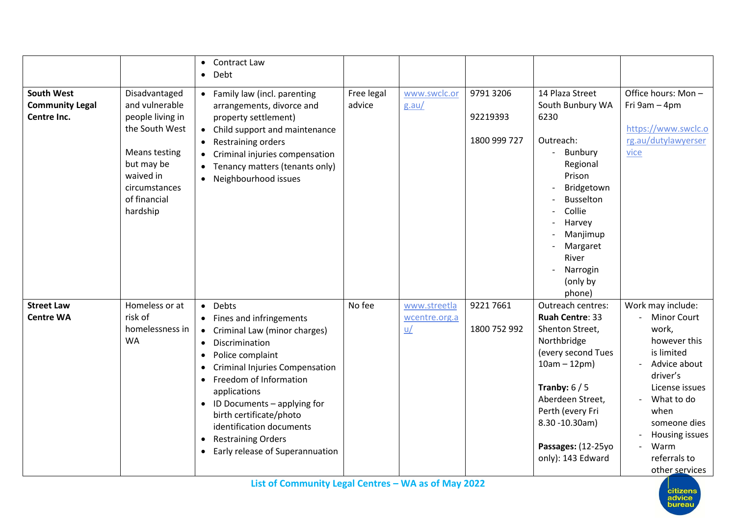| | | | | | | | |
|---|---|---|---|---|---|---|---|
| | | • Contract Law<br>• Debt | | | | | |
| **South West Community Legal Centre Inc.** | Disadvantaged and vulnerable people living in the South West<br><br>Means testing but may be waived in circumstances of financial hardship | • Family law (incl. parenting arrangements, divorce and property settlement)<br>• Child support and maintenance<br>• Restraining orders<br>• Criminal injuries compensation<br>• Tenancy matters (tenants only)<br>• Neighbourhood issues | Free legal advice | www.swclc.org.au/ | 9791 3206<br><br>92219393<br><br>1800 999 727 | 14 Plaza Street South Bunbury WA 6230<br><br>Outreach:<br>- Bunbury Regional Prison<br>- Bridgetown<br>- Busselton<br>- Collie<br>- Harvey<br>- Manjimup<br>- Margaret River<br>- Narrogin (only by phone) | Office hours: Mon – Fri 9am – 4pm<br><br>https://www.swclc.org.au/dutylawyerservice |
| **Street Law Centre WA** | Homeless or at risk of homelessness in WA | • Debts<br>• Fines and infringements<br>• Criminal Law (minor charges)<br>• Discrimination<br>• Police complaint<br>• Criminal Injuries Compensation<br>• Freedom of Information applications<br>• ID Documents – applying for birth certificate/photo identification documents<br>• Restraining Orders<br>• Early release of Superannuation | No fee | www.streetlawcentre.org.au/ | 9221 7661<br><br>1800 752 992 | Outreach centres:<br>**Ruah Centre**: 33 Shenton Street, Northbridge (every second Tues 10am – 12pm)<br><br>**Tranby:** 6 / 5 Aberdeen Street, Perth (every Fri 8.30 -10.30am)<br><br>**Passages:** (12-25yo only): 143 Edward | Work may include:<br>- Minor Court work, however this is limited<br>- Advice about driver's License issues<br>- What to do when someone dies<br>- Housing issues<br>- Warm referrals to other services |

List of Community Legal Centres – WA as of May 2022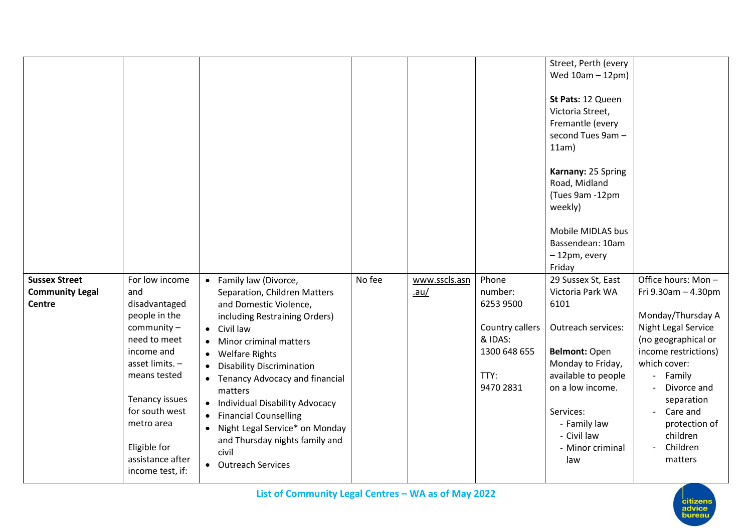| | | | | | | | |
|---|---|---|---|---|---|---|---|
| | | | | | | Street, Perth (every Wed 10am – 12pm)<br><br>**St Pats:** 12 Queen Victoria Street, Fremantle (every second Tues 9am – 11am)<br><br>**Karnany:** 25 Spring Road, Midland (Tues 9am -12pm weekly)<br><br>Mobile MIDLAS bus Bassendean: 10am – 12pm, every Friday | |
| **Sussex Street Community Legal Centre** | For low income and disadvantaged people in the community – need to meet income and asset limits. – means tested<br><br>Tenancy issues for south west metro area<br><br>Eligible for assistance after income test, if: | • Family law (Divorce, Separation, Children Matters and Domestic Violence, including Restraining Orders)<br>• Civil law<br>• Minor criminal matters<br>• Welfare Rights<br>• Disability Discrimination<br>• Tenancy Advocacy and financial matters<br>• Individual Disability Advocacy<br>• Financial Counselling<br>• Night Legal Service* on Monday and Thursday nights family and civil<br>• Outreach Services | No fee | www.sscls.asn.au/ | Phone number: 6253 9500<br><br>Country callers & IDAS: 1300 648 655<br><br>TTY: 9470 2831 | 29 Sussex St, East Victoria Park WA 6101<br><br>Outreach services:<br><br>**Belmont:** Open Monday to Friday, available to people on a low income.<br><br>Services:<br>- Family law<br>- Civil law<br>- Minor criminal law | Office hours: Mon – Fri 9.30am – 4.30pm<br><br>Monday/Thursday A Night Legal Service (no geographical or income restrictions) which cover:<br>- Family<br>- Divorce and separation<br>- Care and protection of children<br>- Children matters |

**List of Community Legal Centres – WA as of May 2022**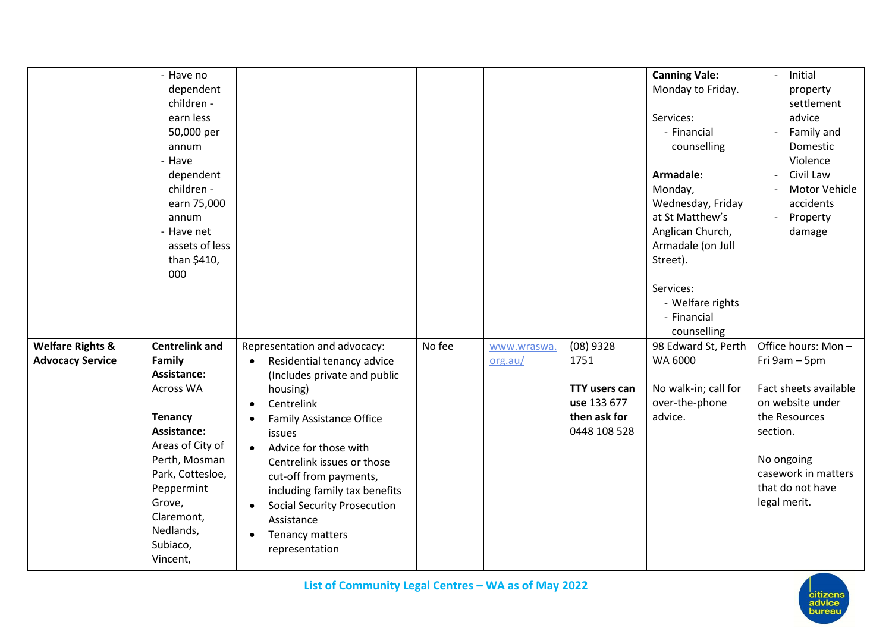| | | | | | | | |
|---|---|---|---|---|---|---|---|
| | - Have no dependent children - earn less 50,000 per annum<br>- Have dependent children - earn 75,000 annum<br>- Have net assets of less than $410, 000 | | | | | **Canning Vale:** Monday to Friday.<br><br>Services:<br>- Financial counselling<br><br>**Armadale:** Monday, Wednesday, Friday at St Matthew's Anglican Church, Armadale (on Jull Street).<br><br>Services:<br>- Welfare rights<br>- Financial counselling | - Initial property settlement advice<br>- Family and Domestic Violence<br>- Civil Law<br>- Motor Vehicle accidents<br>- Property damage |
| **Welfare Rights & Advocacy Service** | **Centrelink and Family Assistance:** Across WA<br><br>**Tenancy Assistance:** Areas of City of Perth, Mosman Park, Cottesloe, Peppermint Grove, Claremont, Nedlands, Subiaco, Vincent, | Representation and advocacy:<br>• Residential tenancy advice (Includes private and public housing)<br>• Centrelink<br>• Family Assistance Office issues<br>• Advice for those with Centrelink issues or those cut-off from payments, including family tax benefits<br>• Social Security Prosecution Assistance<br>• Tenancy matters representation | No fee | www.wraswa.org.au/ | (08) 9328 1751<br><br>**TTY users can use** 133 677 **then ask for** 0448 108 528 | 98 Edward St, Perth WA 6000<br><br>No walk-in; call for over-the-phone advice. | Office hours: Mon – Fri 9am – 5pm<br><br>Fact sheets available on website under the Resources section.<br><br>No ongoing casework in matters that do not have legal merit. |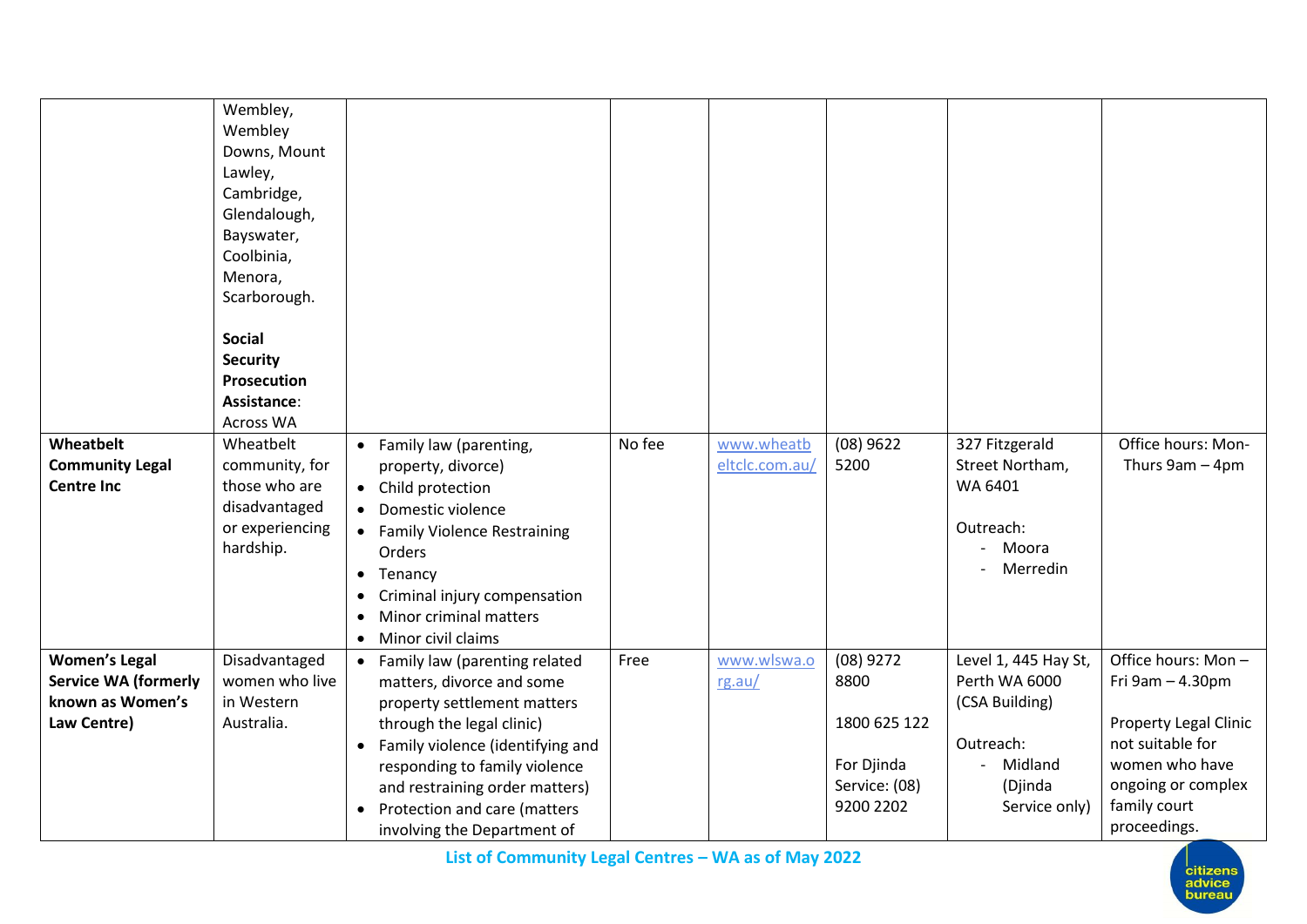| | | | | | | | |
|---|---|---|---|---|---|---|---|
| | Wembley, Wembley Downs, Mount Lawley, Cambridge, Glendalough, Bayswater, Coolbinia, Menora, Scarborough.<br><br>**Social Security Prosecution Assistance**: Across WA | | | | | | |
| **Wheatbelt Community Legal Centre Inc** | Wheatbelt community, for those who are disadvantaged or experiencing hardship. | • Family law (parenting, property, divorce)<br>• Child protection<br>• Domestic violence<br>• Family Violence Restraining Orders<br>• Tenancy<br>• Criminal injury compensation<br>• Minor criminal matters<br>• Minor civil claims | No fee | www.wheatbeltclc.com.au/ | (08) 9622 5200 | 327 Fitzgerald Street Northam, WA 6401<br><br>Outreach:<br>- Moora<br>- Merredin | Office hours: Mon-Thurs 9am – 4pm |
| **Women's Legal Service WA (formerly known as Women's Law Centre)** | Disadvantaged women who live in Western Australia. | • Family law (parenting related matters, divorce and some property settlement matters through the legal clinic)<br>• Family violence (identifying and responding to family violence and restraining order matters)<br>• Protection and care (matters involving the Department of | Free | www.wlswa.org.au/ | (08) 9272 8800<br><br>1800 625 122<br><br>For Djinda Service: (08) 9200 2202 | Level 1, 445 Hay St, Perth WA 6000 (CSA Building)<br><br>Outreach:<br>- Midland (Djinda Service only) | Office hours: Mon – Fri 9am – 4.30pm<br><br>Property Legal Clinic not suitable for women who have ongoing or complex family court proceedings. |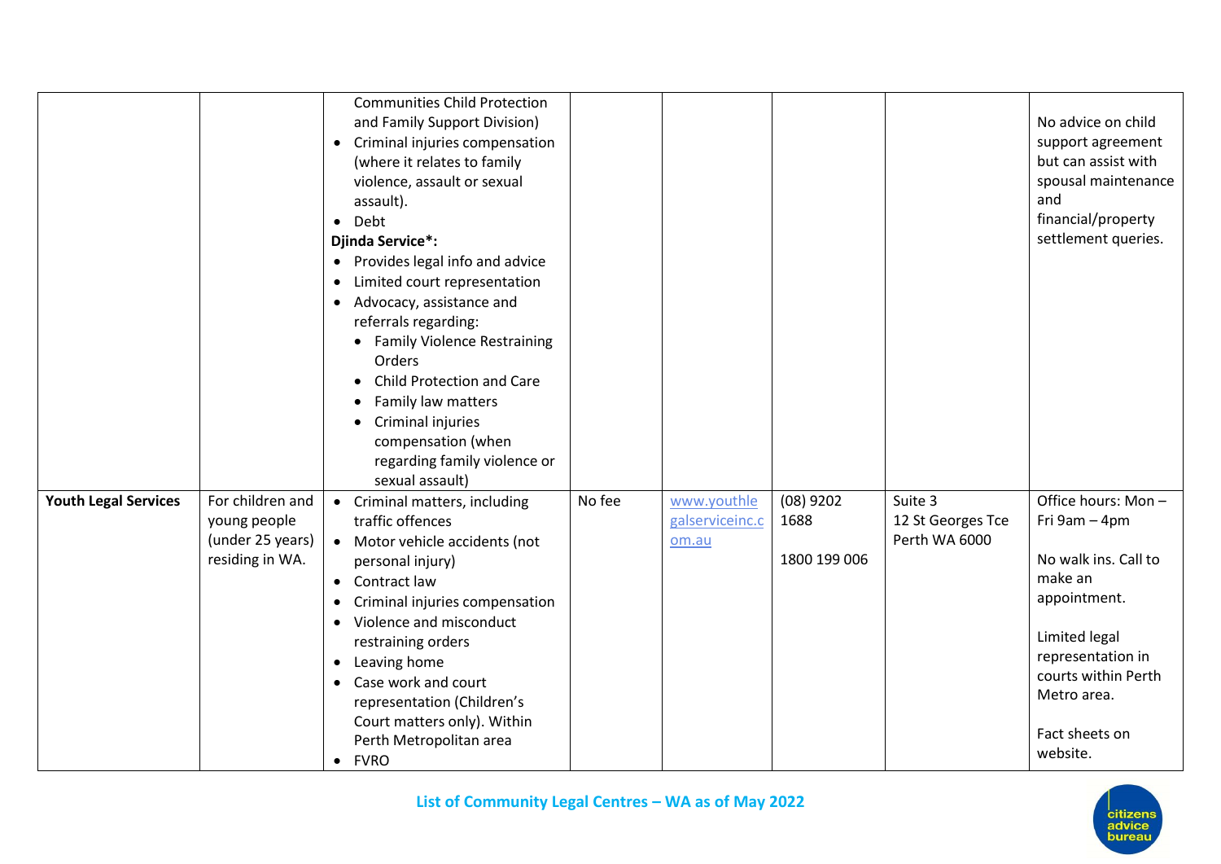| | | | | | | | |
|---|---|---|---|---|---|---|---|
| | | Communities Child Protection and Family Support Division)<br>• Criminal injuries compensation (where it relates to family violence, assault or sexual assault).<br>• Debt<br>**Djinda Service*:**<br>• Provides legal info and advice<br>• Limited court representation<br>• Advocacy, assistance and referrals regarding:<br>&nbsp;&nbsp;• Family Violence Restraining Orders<br>&nbsp;&nbsp;• Child Protection and Care<br>&nbsp;&nbsp;• Family law matters<br>&nbsp;&nbsp;• Criminal injuries compensation (when regarding family violence or sexual assault) | | | | | No advice on child support agreement but can assist with spousal maintenance and financial/property settlement queries. |
| **Youth Legal Services** | For children and young people (under 25 years) residing in WA. | • Criminal matters, including traffic offences<br>• Motor vehicle accidents (not personal injury)<br>• Contract law<br>• Criminal injuries compensation<br>• Violence and misconduct restraining orders<br>• Leaving home<br>• Case work and court representation (Children's Court matters only). Within Perth Metropolitan area<br>• FVRO | No fee | www.youthlegalserviceinc.com.au | (08) 9202 1688<br><br>1800 199 006 | Suite 3<br>12 St Georges Tce<br>Perth WA 6000 | Office hours: Mon – Fri 9am – 4pm<br><br>No walk ins. Call to make an appointment.<br><br>Limited legal representation in courts within Perth Metro area.<br><br>Fact sheets on website. |